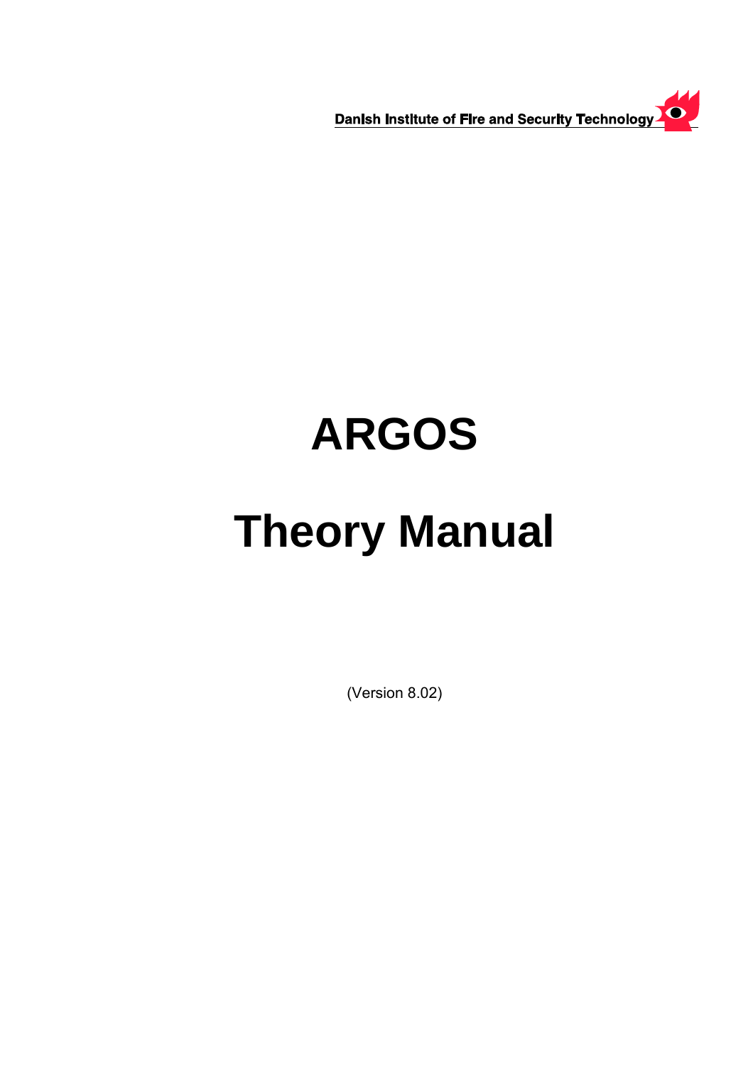Danish Institute of Fire and Security Technology

# ARGOS

# Theory Manual

(Version 8.02)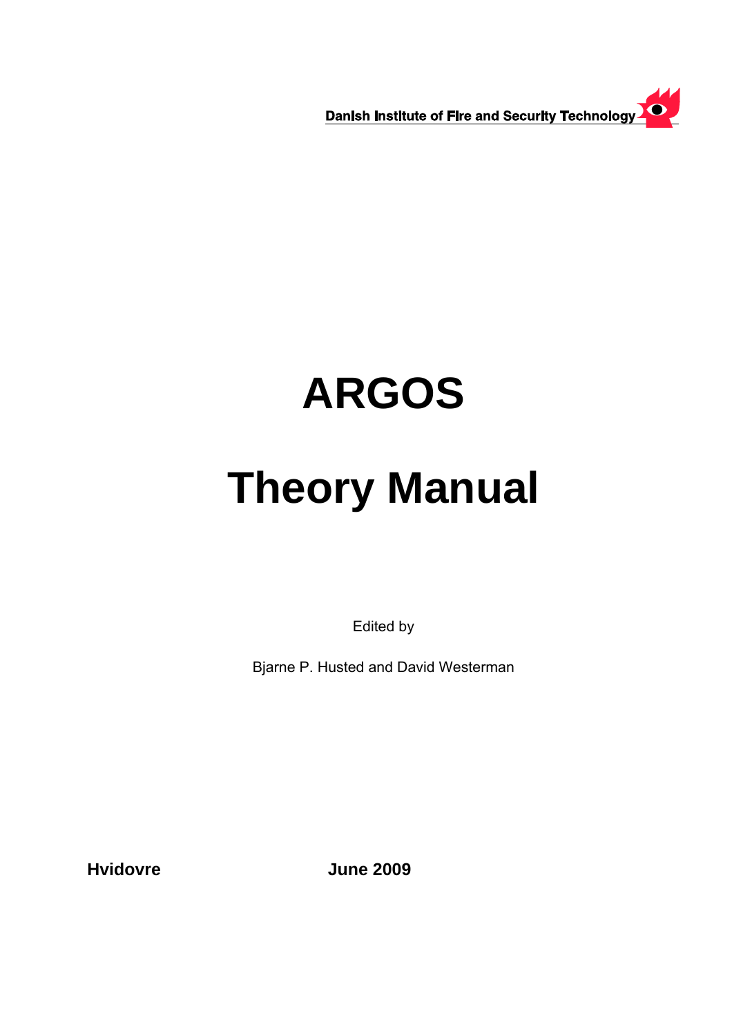Danish Institute of Fire and Security Technology

# ARGOS

# Theory Manual

Edited by

Bjarne P. Husted and David Westerman

**Hvidovre** **June 2009**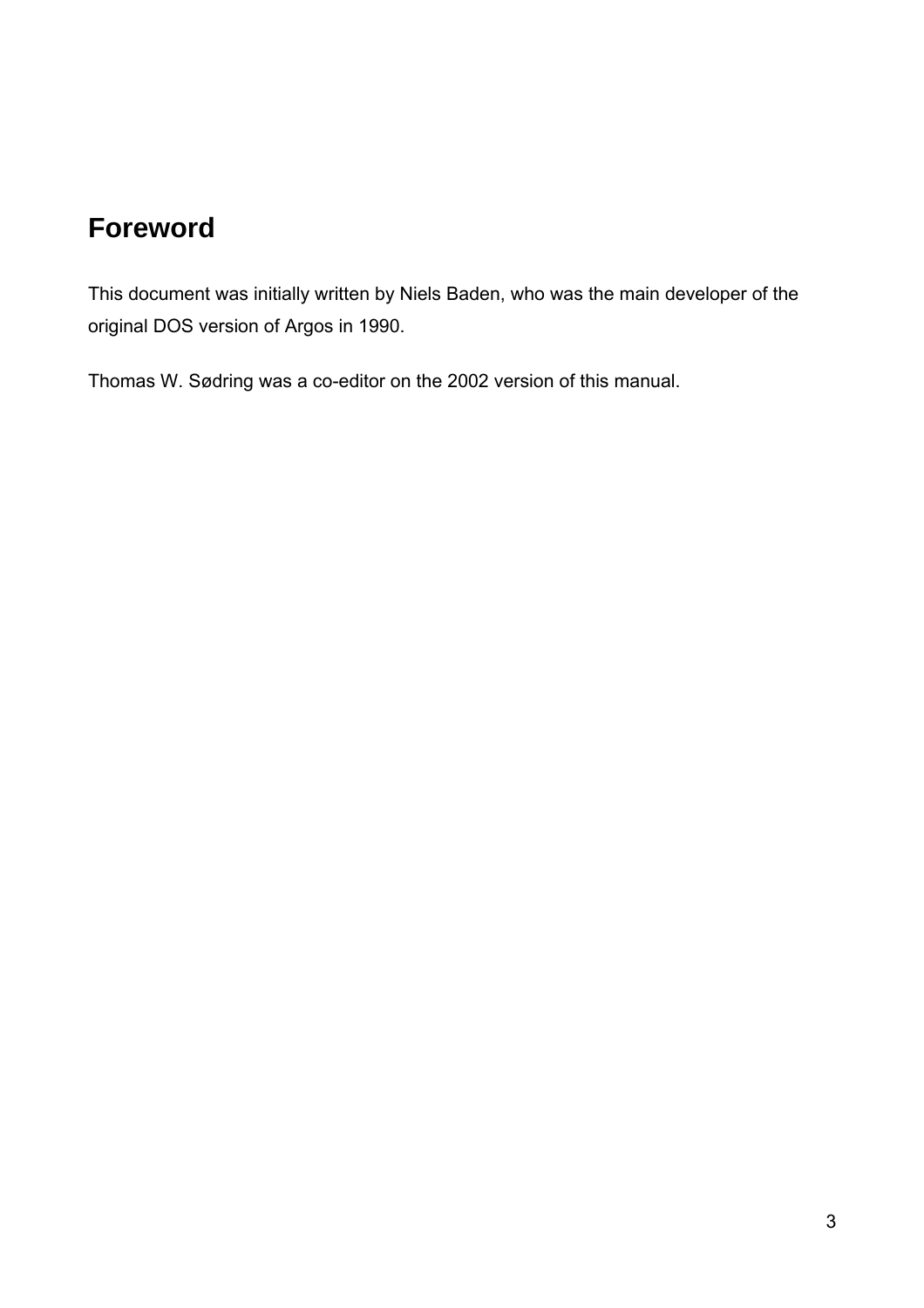# Foreword

This document was initially written by Niels Baden, who was the main developer of the original DOS version of Argos in 1990.

Thomas W. Sødring was a co-editor on the 2002 version of this manual.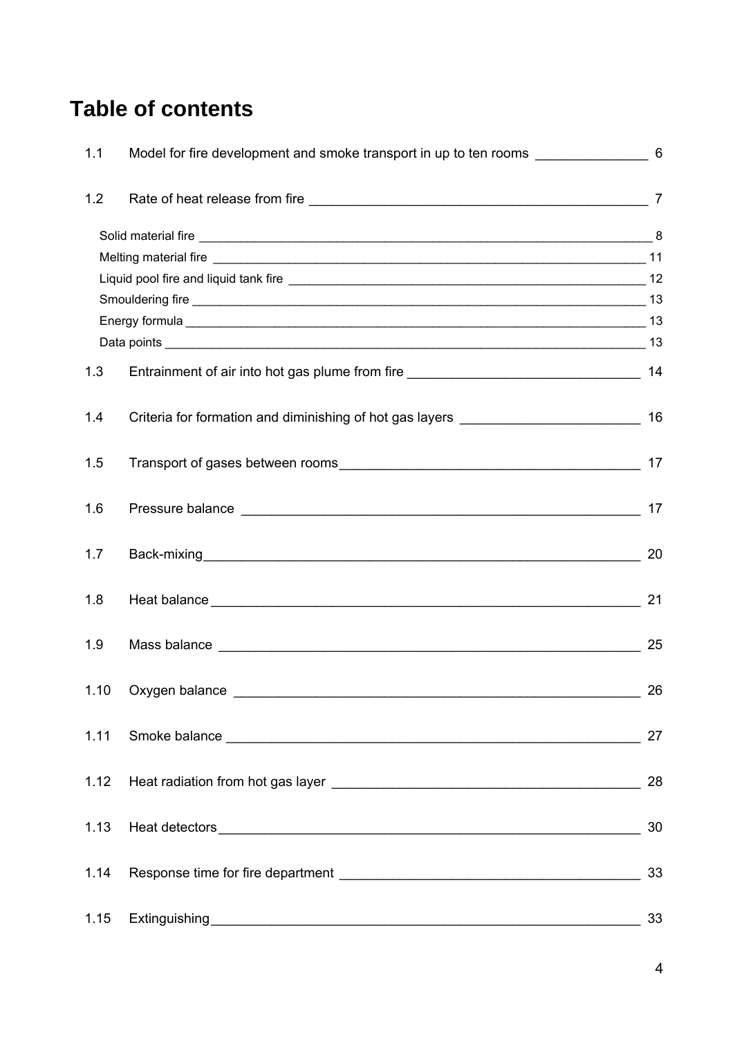# Table of contents

1.1 Model for fire development and smoke transport in up to ten rooms _______________ 6

1.2 Rate of heat release from fire _______________ 7

- Solid material fire _______________ 8
- Melting material fire _______________ 11
- Liquid pool fire and liquid tank fire _______________ 12
- Smouldering fire _______________ 13
- Energy formula _______________ 13
- Data points _______________ 13

1.3 Entrainment of air into hot gas plume from fire _______________ 14

1.4 Criteria for formation and diminishing of hot gas layers _______________ 16

1.5 Transport of gases between rooms _______________ 17

1.6 Pressure balance _______________ 17

1.7 Back-mixing _______________ 20

1.8 Heat balance _______________ 21

1.9 Mass balance _______________ 25

1.10 Oxygen balance _______________ 26

1.11 Smoke balance _______________ 27

1.12 Heat radiation from hot gas layer _______________ 28

1.13 Heat detectors _______________ 30

1.14 Response time for fire department _______________ 33

1.15 Extinguishing _______________ 33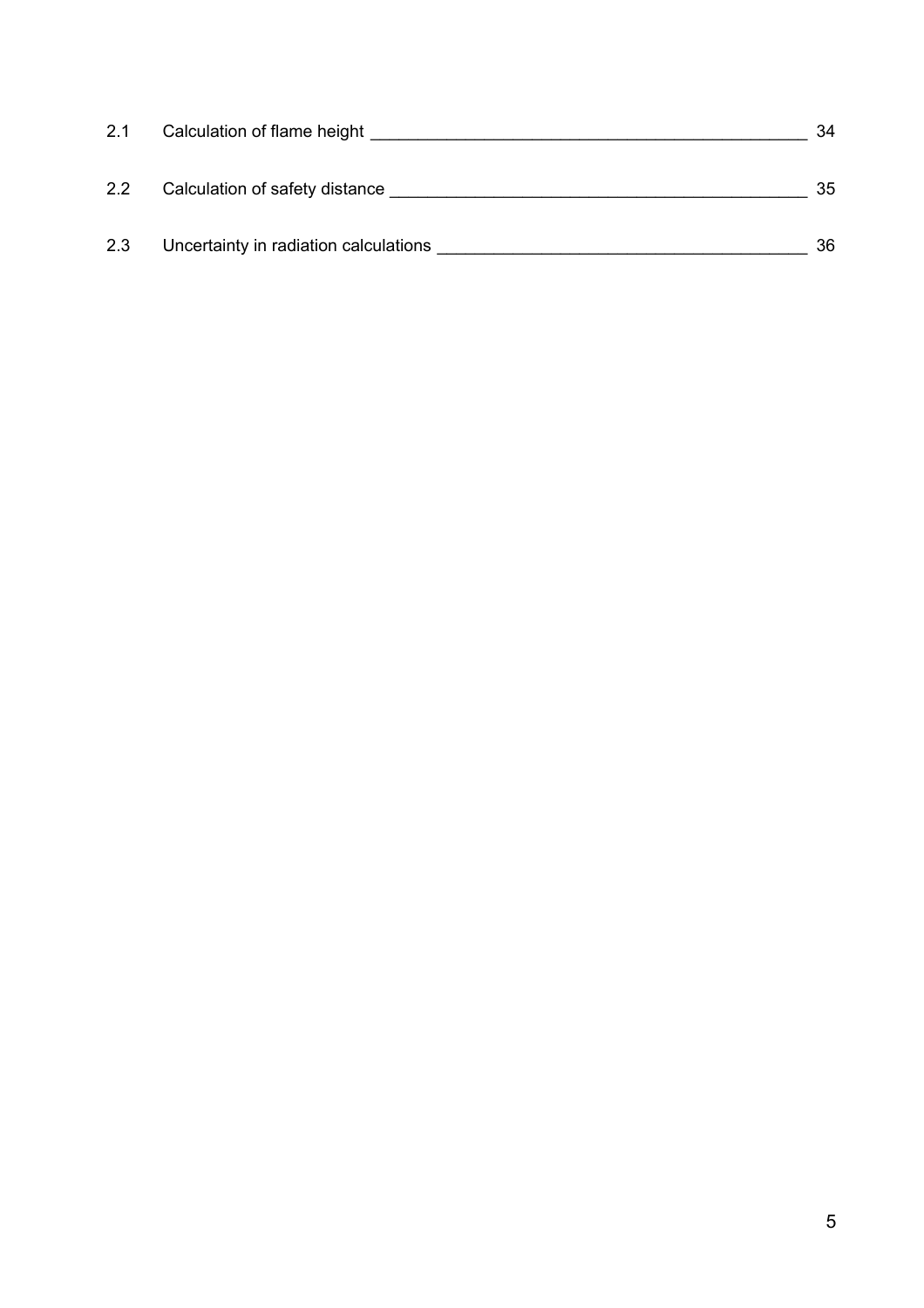2.1 Calculation of flame height ______________________________________________ 34

2.2 Calculation of safety distance ____________________________________________ 35

2.3 Uncertainty in radiation calculations ______________________________________ 36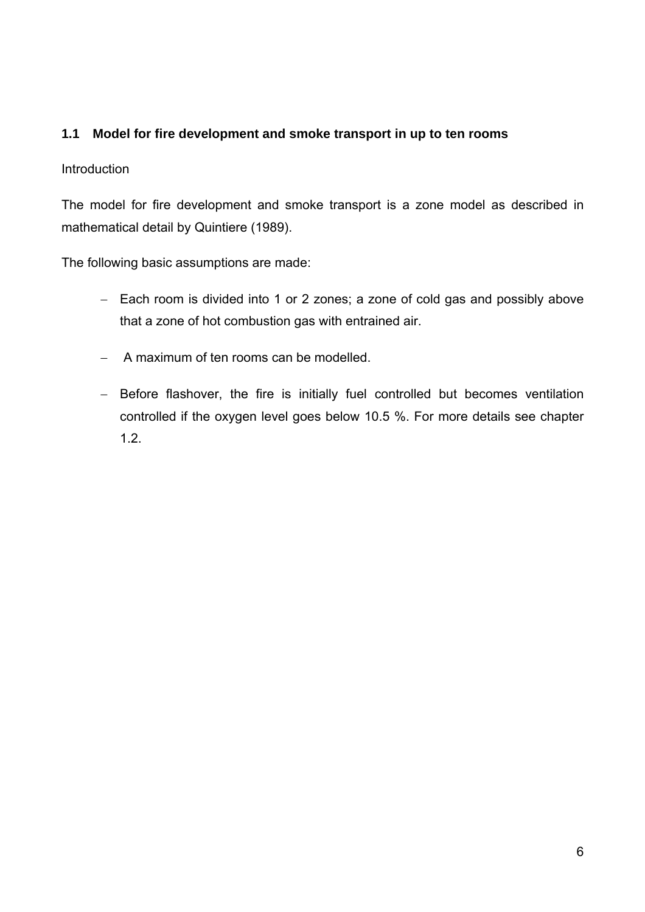## 1.1 Model for fire development and smoke transport in up to ten rooms

Introduction

The model for fire development and smoke transport is a zone model as described in mathematical detail by Quintiere (1989).

The following basic assumptions are made:

- Each room is divided into 1 or 2 zones; a zone of cold gas and possibly above that a zone of hot combustion gas with entrained air.
- A maximum of ten rooms can be modelled.
- Before flashover, the fire is initially fuel controlled but becomes ventilation controlled if the oxygen level goes below 10.5 %. For more details see chapter 1.2.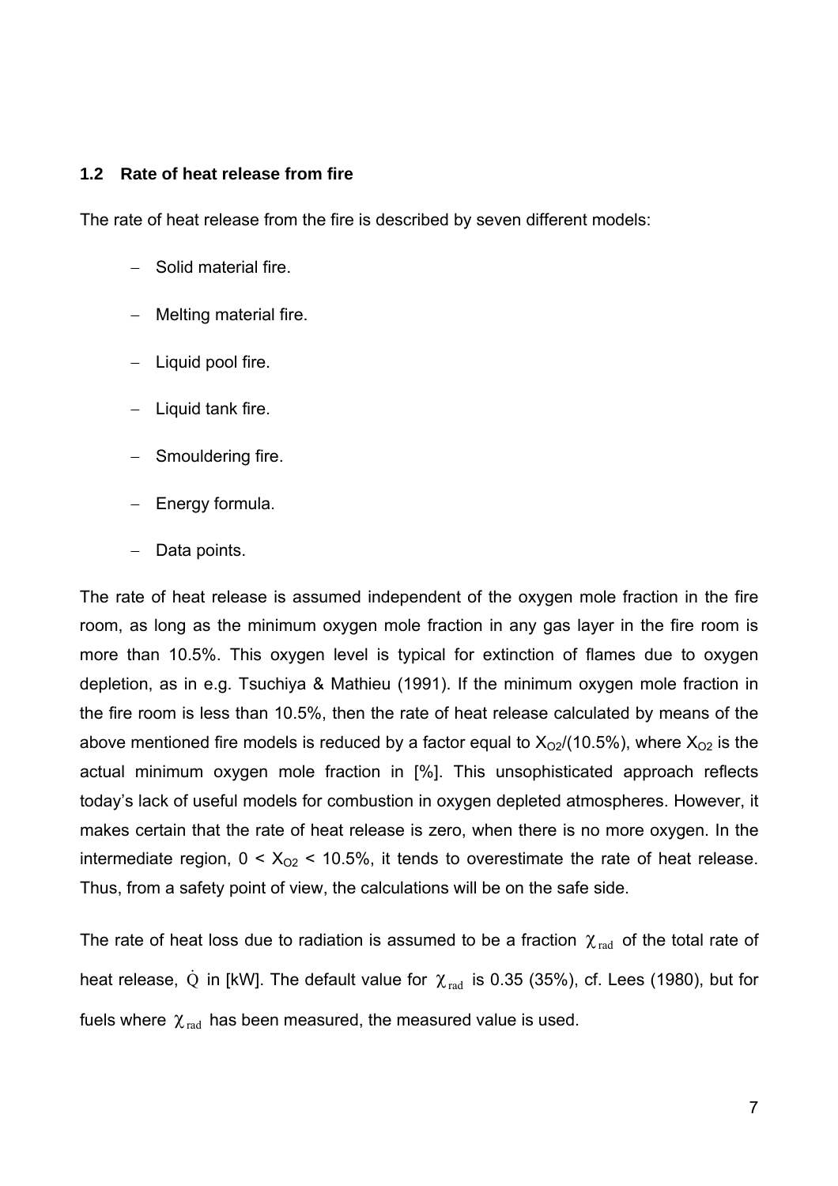## 1.2 Rate of heat release from fire

The rate of heat release from the fire is described by seven different models:

- Solid material fire.
- Melting material fire.
- Liquid pool fire.
- Liquid tank fire.
- Smouldering fire.
- Energy formula.
- Data points.

The rate of heat release is assumed independent of the oxygen mole fraction in the fire room, as long as the minimum oxygen mole fraction in any gas layer in the fire room is more than 10.5%. This oxygen level is typical for extinction of flames due to oxygen depletion, as in e.g. Tsuchiya & Mathieu (1991). If the minimum oxygen mole fraction in the fire room is less than 10.5%, then the rate of heat release calculated by means of the above mentioned fire models is reduced by a factor equal to $X_{O2}/(10.5\%)$, where $X_{O2}$ is the actual minimum oxygen mole fraction in [%]. This unsophisticated approach reflects today's lack of useful models for combustion in oxygen depleted atmospheres. However, it makes certain that the rate of heat release is zero, when there is no more oxygen. In the intermediate region, $0 < X_{O2} < 10.5\%$, it tends to overestimate the rate of heat release. Thus, from a safety point of view, the calculations will be on the safe side.

The rate of heat loss due to radiation is assumed to be a fraction $\chi_{rad}$ of the total rate of heat release, $\dot{Q}$ in [kW]. The default value for $\chi_{rad}$ is 0.35 (35%), cf. Lees (1980), but for fuels where $\chi_{rad}$ has been measured, the measured value is used.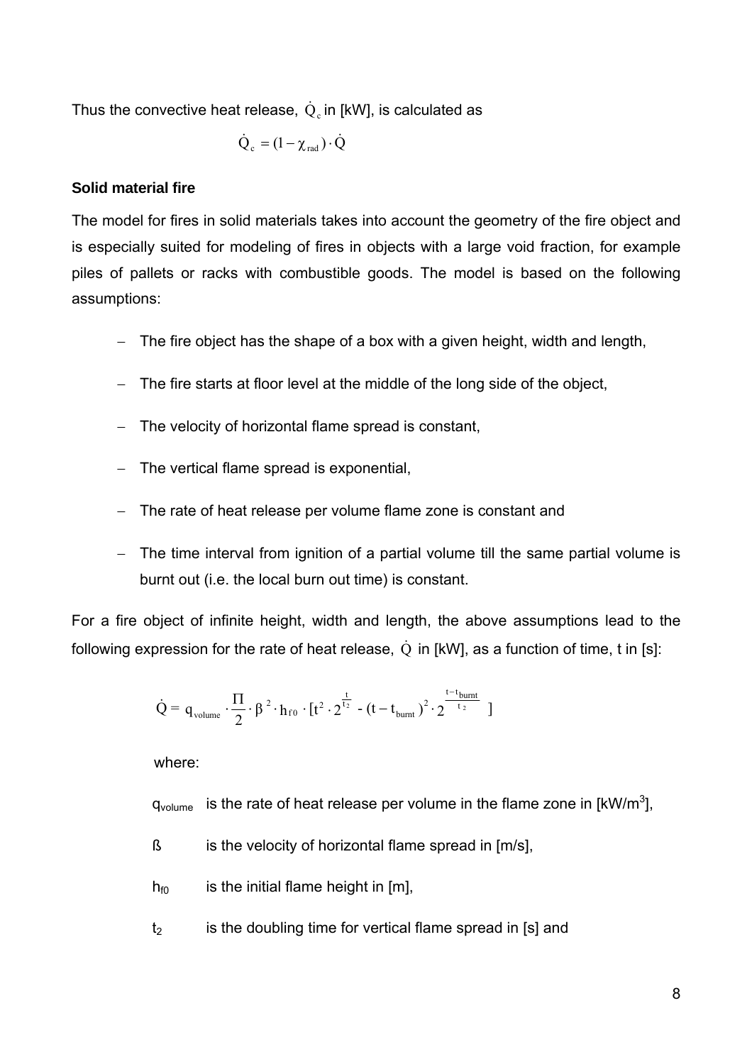Thus the convective heat release, $\dot{Q}_c$ in [kW], is calculated as

$$\dot{Q}_c = (1 - \chi_{rad}) \cdot \dot{Q}$$

**Solid material fire**

The model for fires in solid materials takes into account the geometry of the fire object and is especially suited for modeling of fires in objects with a large void fraction, for example piles of pallets or racks with combustible goods. The model is based on the following assumptions:

- The fire object has the shape of a box with a given height, width and length,
- The fire starts at floor level at the middle of the long side of the object,
- The velocity of horizontal flame spread is constant,
- The vertical flame spread is exponential,
- The rate of heat release per volume flame zone is constant and
- The time interval from ignition of a partial volume till the same partial volume is burnt out (i.e. the local burn out time) is constant.

For a fire object of infinite height, width and length, the above assumptions lead to the following expression for the rate of heat release, $\dot{Q}$ in [kW], as a function of time, t in [s]:

$$\dot{Q} = q_{volume} \cdot \frac{\Pi}{2} \cdot \beta^2 \cdot h_{f0} \cdot [t^2 \cdot 2^{\frac{t}{t_2}} - (t - t_{burnt})^2 \cdot 2^{\frac{t - t_{burnt}}{t_2}}]$$

where:

$q_{volume}$ is the rate of heat release per volume in the flame zone in [kW/m$^3$],

ß is the velocity of horizontal flame spread in [m/s],

$h_{f0}$ is the initial flame height in [m],

$t_2$ is the doubling time for vertical flame spread in [s] and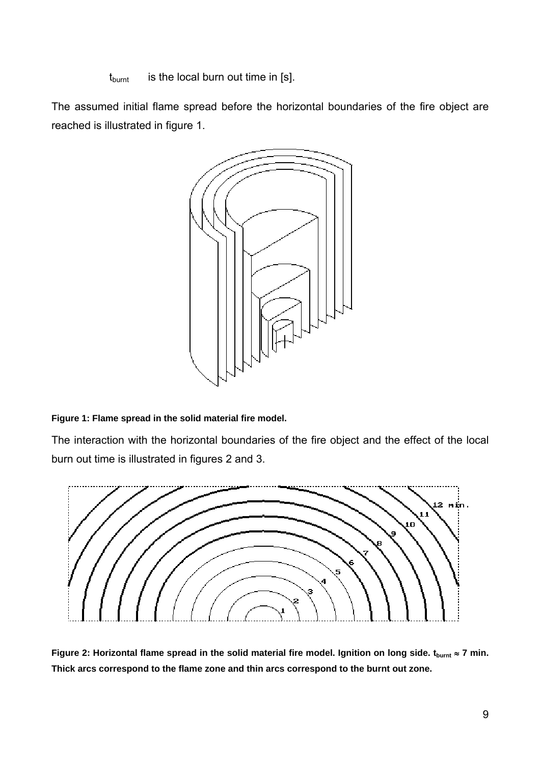$t_{burnt}$ is the local burn out time in [s].

The assumed initial flame spread before the horizontal boundaries of the fire object are reached is illustrated in figure 1.

**Figure 1: Flame spread in the solid material fire model.**

The interaction with the horizontal boundaries of the fire object and the effect of the local burn out time is illustrated in figures 2 and 3.

**Figure 2: Horizontal flame spread in the solid material fire model. Ignition on long side. $t_{burnt} \approx 7$ min. Thick arcs correspond to the flame zone and thin arcs correspond to the burnt out zone.**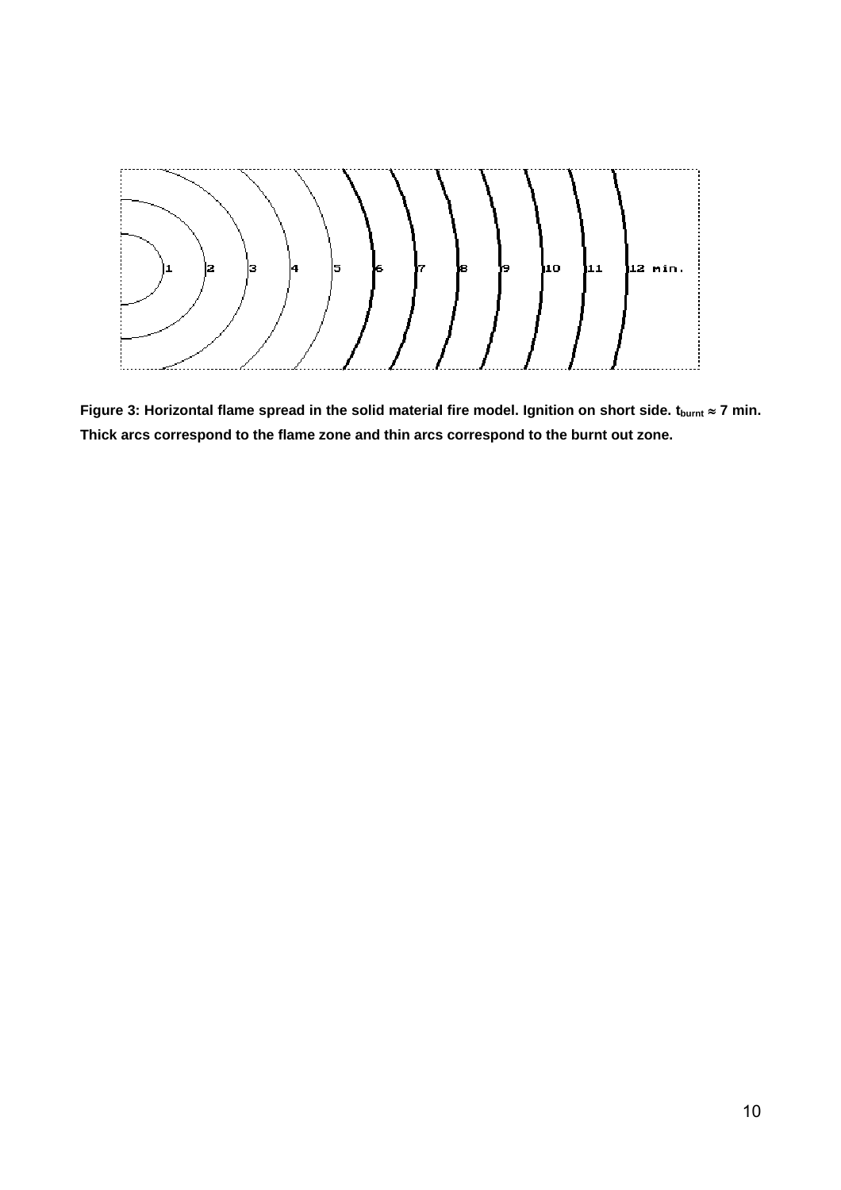**Figure 3: Horizontal flame spread in the solid material fire model. Ignition on short side. $t_{burnt} \approx 7$ min. Thick arcs correspond to the flame zone and thin arcs correspond to the burnt out zone.**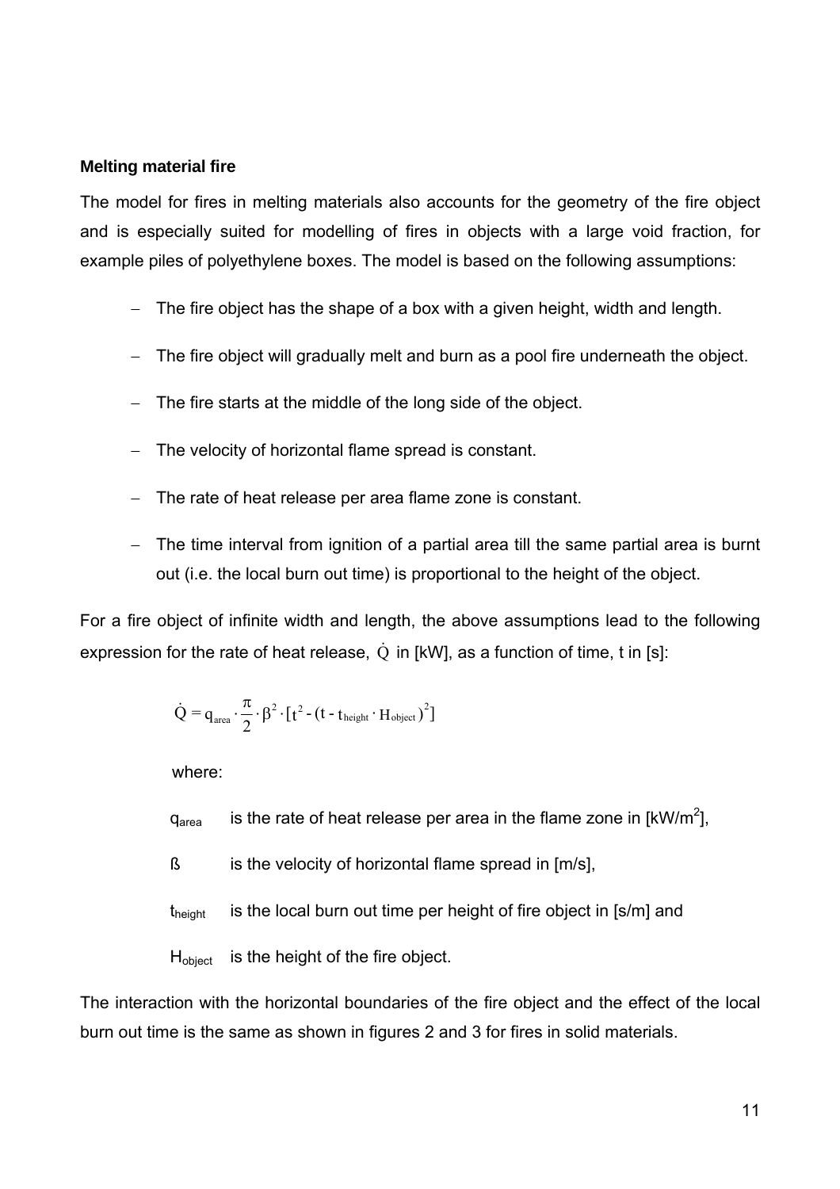**Melting material fire**

The model for fires in melting materials also accounts for the geometry of the fire object and is especially suited for modelling of fires in objects with a large void fraction, for example piles of polyethylene boxes. The model is based on the following assumptions:

- The fire object has the shape of a box with a given height, width and length.
- The fire object will gradually melt and burn as a pool fire underneath the object.
- The fire starts at the middle of the long side of the object.
- The velocity of horizontal flame spread is constant.
- The rate of heat release per area flame zone is constant.
- The time interval from ignition of a partial area till the same partial area is burnt out (i.e. the local burn out time) is proportional to the height of the object.

For a fire object of infinite width and length, the above assumptions lead to the following expression for the rate of heat release, $\dot{Q}$ in [kW], as a function of time, t in [s]:

$$\dot{Q} = q_{area} \cdot \frac{\pi}{2} \cdot \beta^2 \cdot [t^2 - (t - t_{height} \cdot H_{object})^2]$$

where:

$q_{area}$ is the rate of heat release per area in the flame zone in [kW/m$^2$],

ß is the velocity of horizontal flame spread in [m/s],

$t_{height}$ is the local burn out time per height of fire object in [s/m] and

$H_{object}$ is the height of the fire object.

The interaction with the horizontal boundaries of the fire object and the effect of the local burn out time is the same as shown in figures 2 and 3 for fires in solid materials.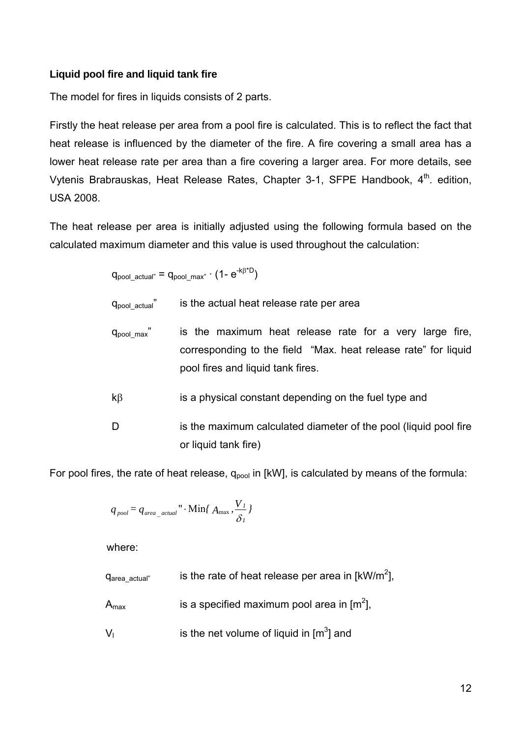**Liquid pool fire and liquid tank fire**

The model for fires in liquids consists of 2 parts.

Firstly the heat release per area from a pool fire is calculated. This is to reflect the fact that heat release is influenced by the diameter of the fire. A fire covering a small area has a lower heat release rate per area than a fire covering a larger area. For more details, see Vytenis Brabrauskas, Heat Release Rates, Chapter 3-1, SFPE Handbook, 4th. edition, USA 2008.

The heat release per area is initially adjusted using the following formula based on the calculated maximum diameter and this value is used throughout the calculation:

$$q_{pool\_actual''} = q_{pool\_max''} \cdot (1 - e^{-k\beta * D})$$

| | |
|---|---|
| $q_{pool\_actual}''$ | is the actual heat release rate per area |
| $q_{pool\_max}''$ | is the maximum heat release rate for a very large fire, corresponding to the field "Max. heat release rate" for liquid pool fires and liquid tank fires. |
| $k\beta$ | is a physical constant depending on the fuel type and |
| D | is the maximum calculated diameter of the pool (liquid pool fire or liquid tank fire) |

For pool fires, the rate of heat release, $q_{pool}$ in [kW], is calculated by means of the formula:

$$q_{pool} = q_{area\_actual}'' \cdot \mathrm{Min}\{ A_{max}, \frac{V_l}{\delta_l} \}$$

where:

| | |
|---|---|
| $q_{area\_actual''}$ | is the rate of heat release per area in [kW/m$^2$], |
| $A_{max}$ | is a specified maximum pool area in [m$^2$], |
| $V_l$ | is the net volume of liquid in [m$^3$] and |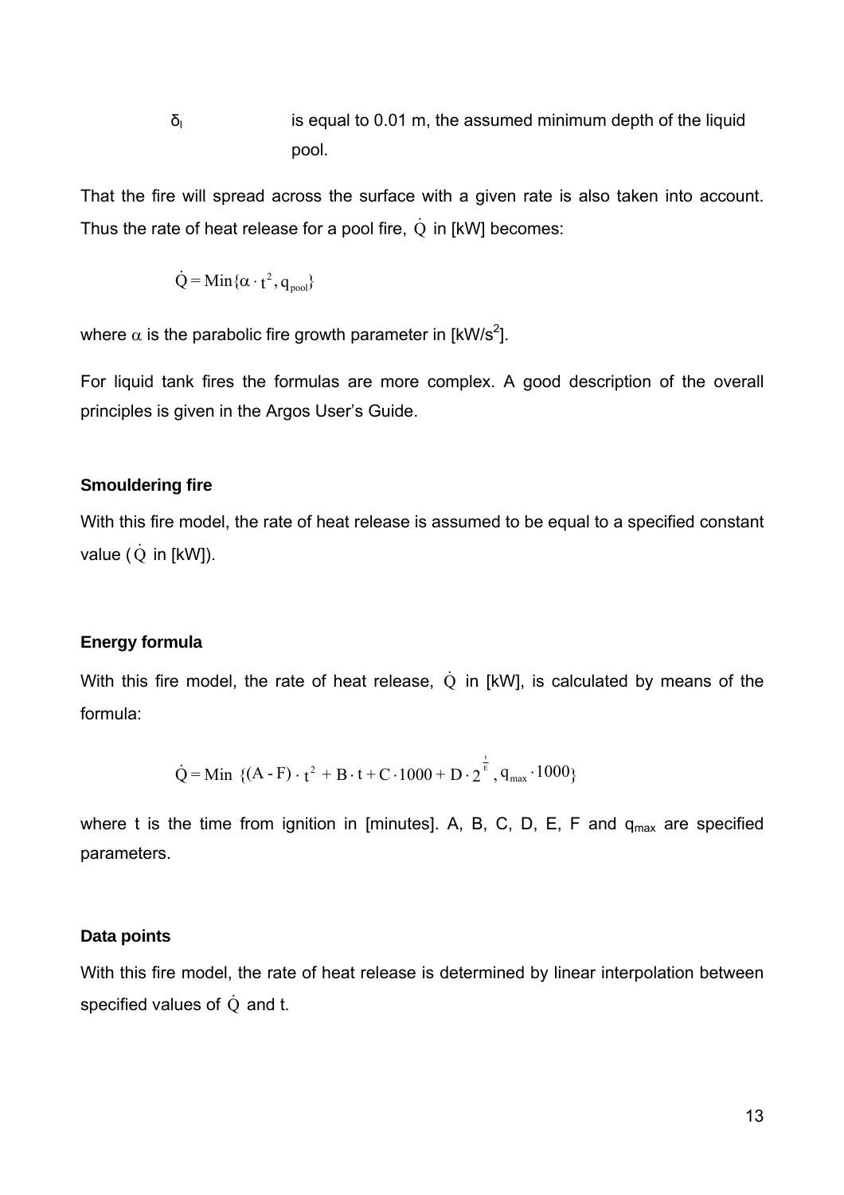$\delta_l$ is equal to 0.01 m, the assumed minimum depth of the liquid pool.

That the fire will spread across the surface with a given rate is also taken into account. Thus the rate of heat release for a pool fire, $\dot{Q}$ in [kW] becomes:

$$\dot{Q} = \text{Min}\{\alpha \cdot t^2, q_{pool}\}$$

where $\alpha$ is the parabolic fire growth parameter in [kW/s$^2$].

For liquid tank fires the formulas are more complex. A good description of the overall principles is given in the Argos User's Guide.

### Smouldering fire

With this fire model, the rate of heat release is assumed to be equal to a specified constant value ($\dot{Q}$ in [kW]).

### Energy formula

With this fire model, the rate of heat release, $\dot{Q}$ in [kW], is calculated by means of the formula:

$$\dot{Q} = \text{Min }\{(A - F) \cdot t^2 + B \cdot t + C \cdot 1000 + D \cdot 2^{\frac{t}{E}}, q_{max} \cdot 1000\}$$

where t is the time from ignition in [minutes]. A, B, C, D, E, F and $q_{max}$ are specified parameters.

### Data points

With this fire model, the rate of heat release is determined by linear interpolation between specified values of $\dot{Q}$ and t.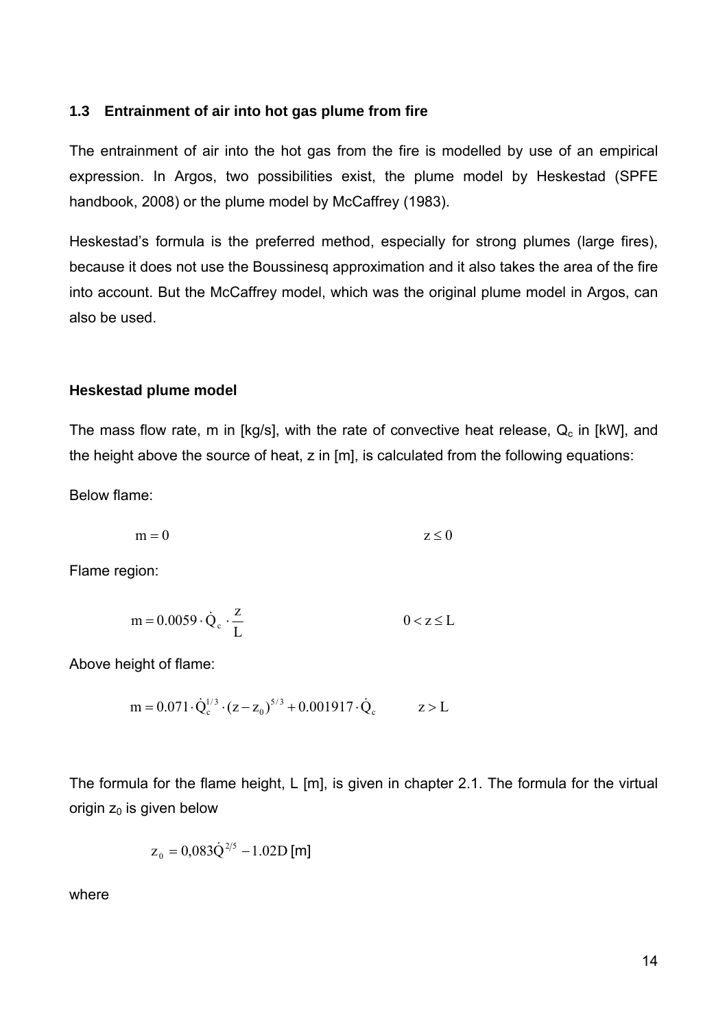## 1.3 Entrainment of air into hot gas plume from fire

The entrainment of air into the hot gas from the fire is modelled by use of an empirical expression. In Argos, two possibilities exist, the plume model by Heskestad (SPFE handbook, 2008) or the plume model by McCaffrey (1983).

Heskestad's formula is the preferred method, especially for strong plumes (large fires), because it does not use the Boussinesq approximation and it also takes the area of the fire into account. But the McCaffrey model, which was the original plume model in Argos, can also be used.

### Heskestad plume model

The mass flow rate, m in [kg/s], with the rate of convective heat release, $Q_c$ in [kW], and the height above the source of heat, z in [m], is calculated from the following equations:

Below flame:

$$m = 0 \qquad\qquad z \le 0$$

Flame region:

$$m = 0.0059 \cdot \dot{Q}_c \cdot \frac{z}{L} \qquad\qquad 0 < z \le L$$

Above height of flame:

$$m = 0.071 \cdot \dot{Q}_c^{1/3} \cdot (z - z_0)^{5/3} + 0.001917 \cdot \dot{Q}_c \qquad\qquad z > L$$

The formula for the flame height, L [m], is given in chapter 2.1. The formula for the virtual origin $z_0$ is given below

$$z_0 = 0{,}083\dot{Q}^{2/5} - 1.02D \text{ [m]}$$

where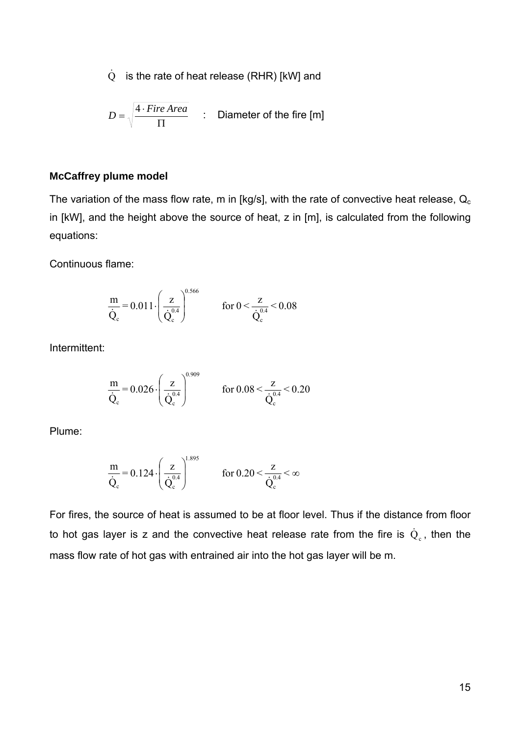$\dot{Q}$ is the rate of heat release (RHR) [kW] and

$$D = \sqrt{\frac{4 \cdot Fire\ Area}{\Pi}} \quad : \quad \text{Diameter of the fire [m]}$$

**McCaffrey plume model**

The variation of the mass flow rate, m in [kg/s], with the rate of convective heat release, $Q_c$ in [kW], and the height above the source of heat, z in [m], is calculated from the following equations:

Continuous flame:

$$\frac{m}{\dot{Q}_c} = 0.011 \cdot \left( \frac{z}{\dot{Q}_c^{0.4}} \right)^{0.566} \qquad \text{for } 0 < \frac{z}{\dot{Q}_c^{0.4}} < 0.08$$

Intermittent:

$$\frac{m}{\dot{Q}_c} = 0.026 \cdot \left( \frac{z}{\dot{Q}_c^{0.4}} \right)^{0.909} \qquad \text{for } 0.08 < \frac{z}{\dot{Q}_c^{0.4}} < 0.20$$

Plume:

$$\frac{m}{\dot{Q}_c} = 0.124 \cdot \left( \frac{z}{\dot{Q}_c^{0.4}} \right)^{1.895} \qquad \text{for } 0.20 < \frac{z}{\dot{Q}_c^{0.4}} < \infty$$

For fires, the source of heat is assumed to be at floor level. Thus if the distance from floor to hot gas layer is z and the convective heat release rate from the fire is $\dot{Q}_c$, then the mass flow rate of hot gas with entrained air into the hot gas layer will be m.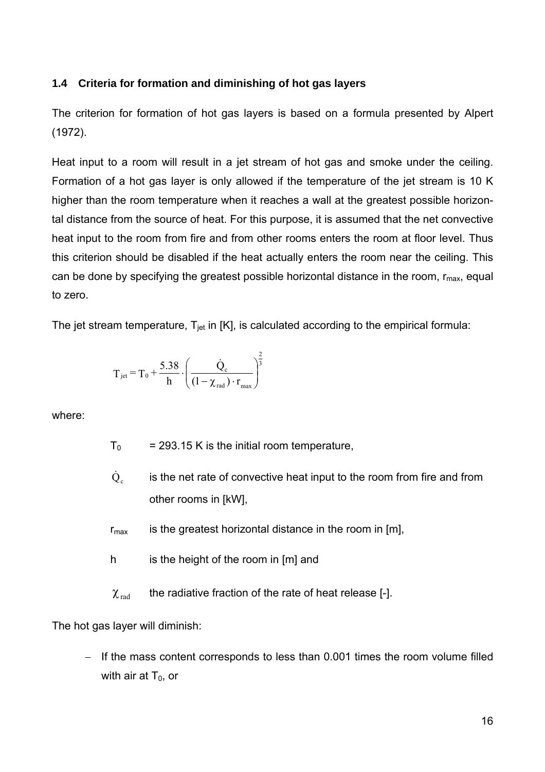### 1.4 Criteria for formation and diminishing of hot gas layers

The criterion for formation of hot gas layers is based on a formula presented by Alpert (1972).

Heat input to a room will result in a jet stream of hot gas and smoke under the ceiling. Formation of a hot gas layer is only allowed if the temperature of the jet stream is 10 K higher than the room temperature when it reaches a wall at the greatest possible horizontal distance from the source of heat. For this purpose, it is assumed that the net convective heat input to the room from fire and from other rooms enters the room at floor level. Thus this criterion should be disabled if the heat actually enters the room near the ceiling. This can be done by specifying the greatest possible horizontal distance in the room, $r_{max}$, equal to zero.

The jet stream temperature, $T_{jet}$ in [K], is calculated according to the empirical formula:

$$T_{jet} = T_0 + \frac{5.38}{h} \cdot \left( \frac{\dot{Q}_c}{(1 - \chi_{rad}) \cdot r_{max}} \right)^{\frac{2}{3}}$$

where:

- $T_0$ = 293.15 K is the initial room temperature,
- $\dot{Q}_c$ is the net rate of convective heat input to the room from fire and from other rooms in [kW],
- $r_{max}$ is the greatest horizontal distance in the room in [m],
- $h$ is the height of the room in [m] and
- $\chi_{rad}$ the radiative fraction of the rate of heat release [-].

The hot gas layer will diminish:

- If the mass content corresponds to less than 0.001 times the room volume filled with air at $T_0$, or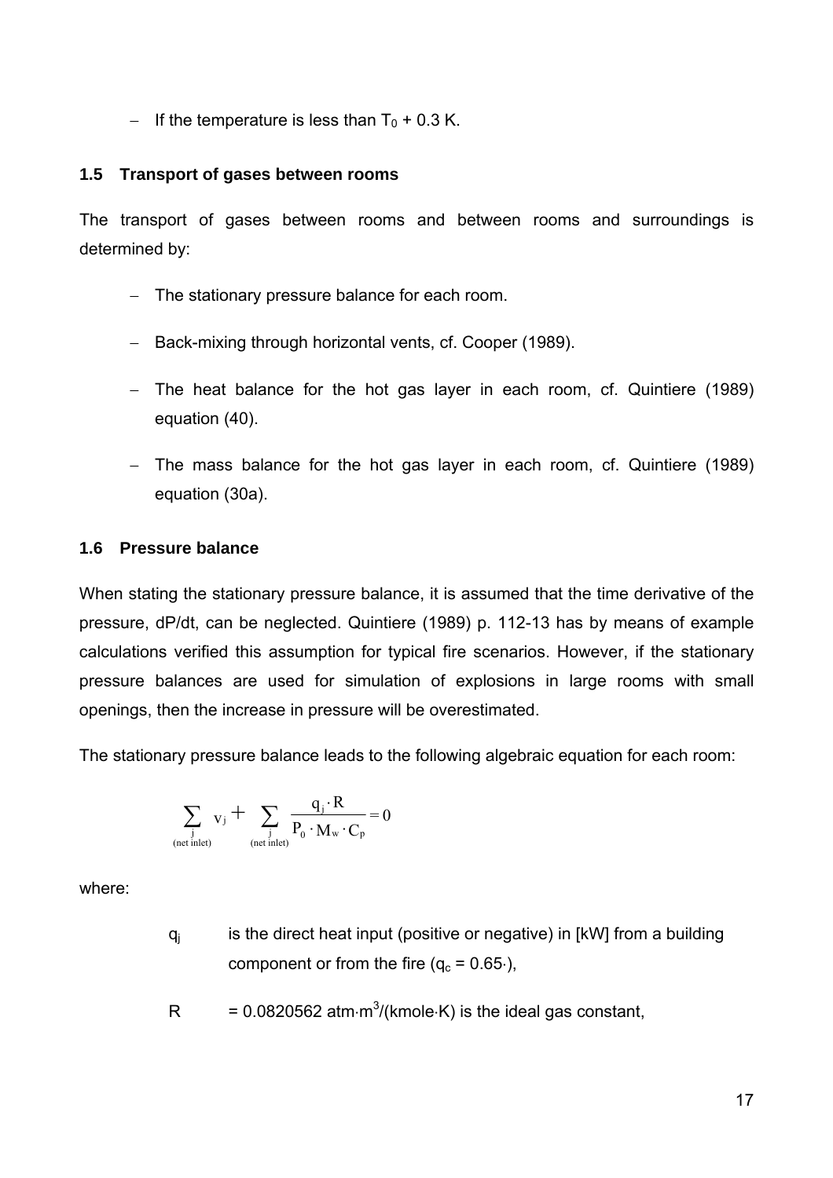- If the temperature is less than $T_0$ + 0.3 K.

## 1.5 Transport of gases between rooms

The transport of gases between rooms and between rooms and surroundings is determined by:

- The stationary pressure balance for each room.
- Back-mixing through horizontal vents, cf. Cooper (1989).
- The heat balance for the hot gas layer in each room, cf. Quintiere (1989) equation (40).
- The mass balance for the hot gas layer in each room, cf. Quintiere (1989) equation (30a).

## 1.6 Pressure balance

When stating the stationary pressure balance, it is assumed that the time derivative of the pressure, dP/dt, can be neglected. Quintiere (1989) p. 112-13 has by means of example calculations verified this assumption for typical fire scenarios. However, if the stationary pressure balances are used for simulation of explosions in large rooms with small openings, then the increase in pressure will be overestimated.

The stationary pressure balance leads to the following algebraic equation for each room:

$$\sum_{\substack{j \\ \text{(net inlet)}}} v_j + \sum_{\substack{j \\ \text{(net inlet)}}} \frac{q_j \cdot R}{P_0 \cdot M_w \cdot C_p} = 0$$

where:

$q_j$ is the direct heat input (positive or negative) in [kW] from a building component or from the fire ($q_c$ = 0.65·),

R = 0.0820562 atm·m$^3$/(kmole·K) is the ideal gas constant,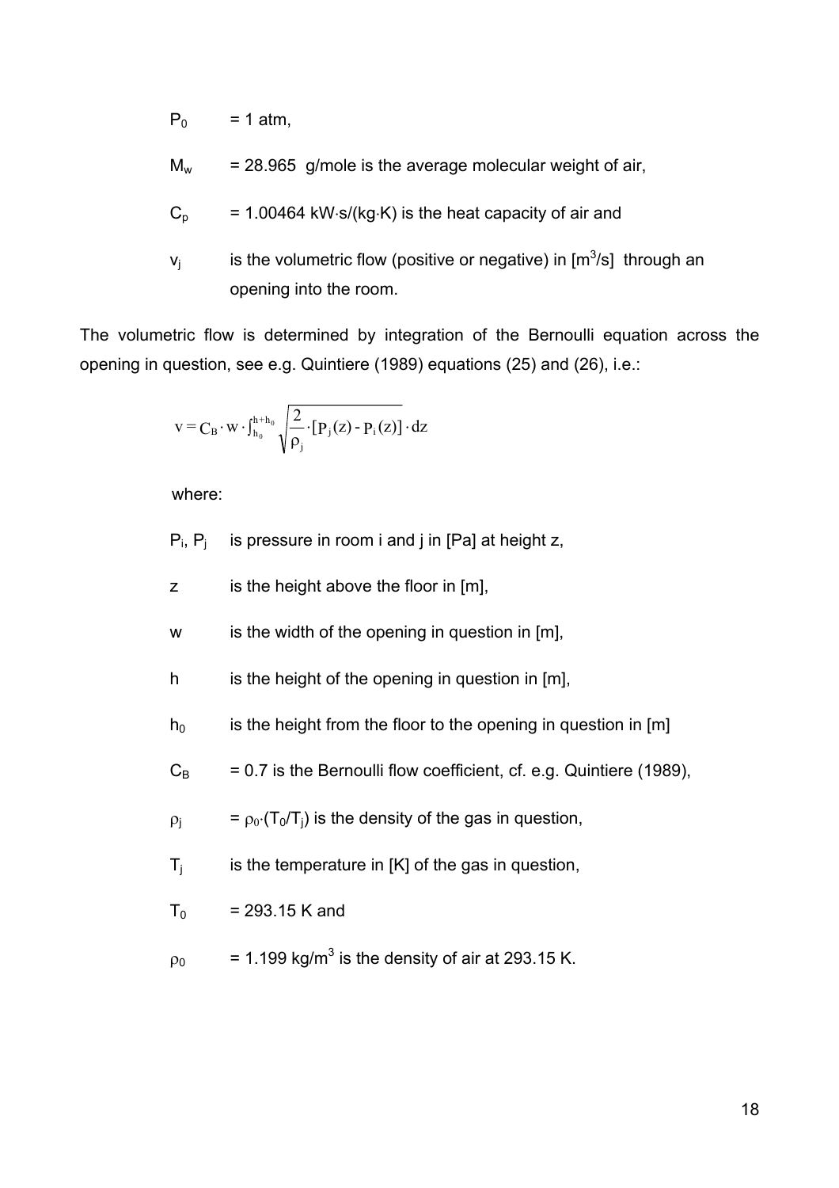$P_0$ = 1 atm,

$M_w$ = 28.965 g/mole is the average molecular weight of air,

$C_p$ = 1.00464 kW·s/(kg·K) is the heat capacity of air and

$v_j$ is the volumetric flow (positive or negative) in [m$^3$/s] through an opening into the room.

The volumetric flow is determined by integration of the Bernoulli equation across the opening in question, see e.g. Quintiere (1989) equations (25) and (26), i.e.:

$$v = C_B \cdot w \cdot \int_{h_0}^{h+h_0} \sqrt{\frac{2}{\rho_j} \cdot [P_j(z) - P_i(z)]} \cdot dz$$

where:

$P_i$, $P_j$ is pressure in room i and j in [Pa] at height z,

z is the height above the floor in [m],

w is the width of the opening in question in [m],

h is the height of the opening in question in [m],

$h_0$ is the height from the floor to the opening in question in [m]

$C_B$ = 0.7 is the Bernoulli flow coefficient, cf. e.g. Quintiere (1989),

$\rho_j$ = $\rho_0 \cdot (T_0/T_j)$ is the density of the gas in question,

$T_j$ is the temperature in [K] of the gas in question,

$T_0$ = 293.15 K and

$\rho_0$ = 1.199 kg/m$^3$ is the density of air at 293.15 K.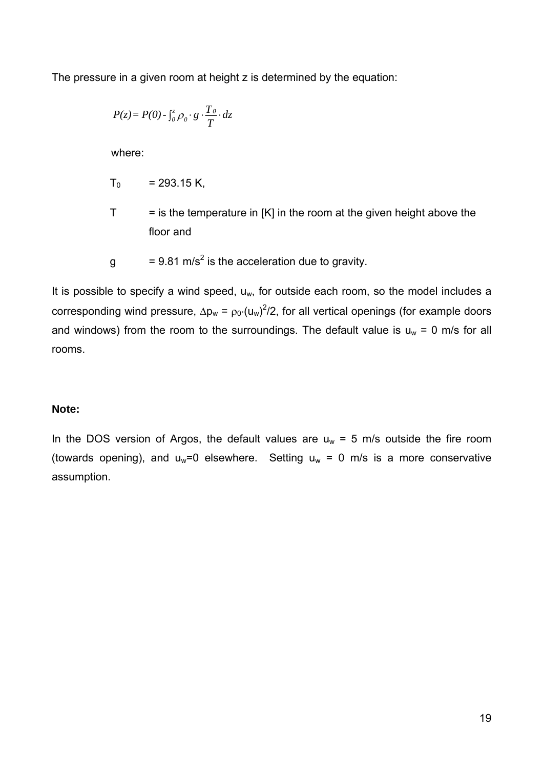The pressure in a given room at height z is determined by the equation:

$$P(z) = P(0) - \int_0^z \rho_0 \cdot g \cdot \frac{T_0}{T} \cdot dz$$

where:

$T_0$ = 293.15 K,

T = is the temperature in [K] in the room at the given height above the floor and

g = 9.81 m/s$^2$ is the acceleration due to gravity.

It is possible to specify a wind speed, $u_w$, for outside each room, so the model includes a corresponding wind pressure, $\Delta p_w = \rho_0 \cdot (u_w)^2/2$, for all vertical openings (for example doors and windows) from the room to the surroundings. The default value is $u_w$ = 0 m/s for all rooms.

**Note:**

In the DOS version of Argos, the default values are $u_w$ = 5 m/s outside the fire room (towards opening), and $u_w$=0 elsewhere. Setting $u_w$ = 0 m/s is a more conservative assumption.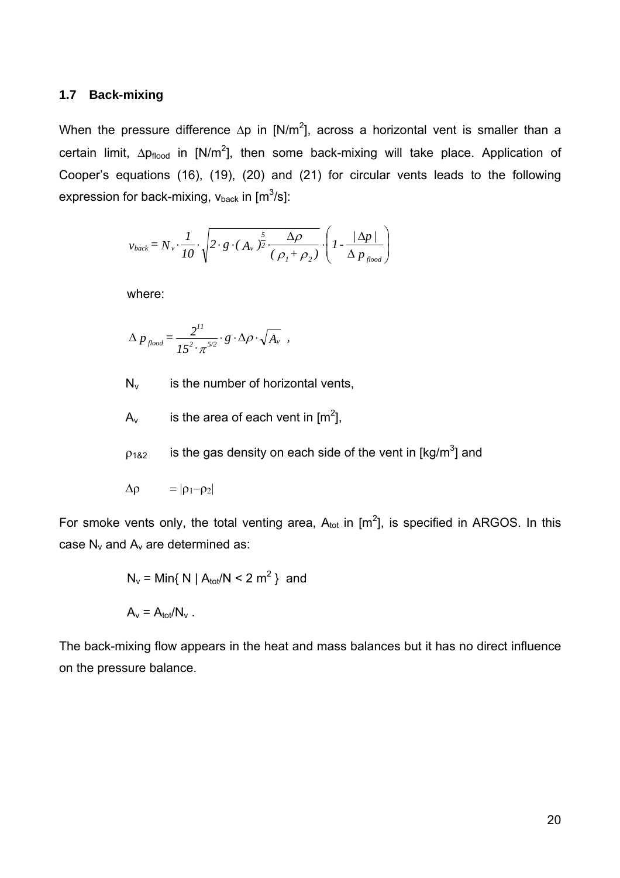### 1.7 Back-mixing

When the pressure difference $\Delta p$ in [N/m$^2$], across a horizontal vent is smaller than a certain limit, $\Delta p_{flood}$ in [N/m$^2$], then some back-mixing will take place. Application of Cooper's equations (16), (19), (20) and (21) for circular vents leads to the following expression for back-mixing, $v_{back}$ in [m$^3$/s]:

$$v_{back} = N_v \cdot \frac{1}{10} \cdot \sqrt{2 \cdot g \cdot (A_v)^{\frac{5}{2}} \cdot \frac{\Delta\rho}{(\rho_1 + \rho_2)}} \cdot \left( 1 - \frac{|\Delta p|}{\Delta p_{flood}} \right)$$

where:

$$\Delta p_{flood} = \frac{2^{11}}{15^2 \cdot \pi^{5/2}} \cdot g \cdot \Delta\rho \cdot \sqrt{A_v} \;,$$

$N_v$ is the number of horizontal vents,

$A_v$ is the area of each vent in [m$^2$],

$\rho_{1\&2}$ is the gas density on each side of the vent in [kg/m$^3$] and

$\Delta\rho = |\rho_1 - \rho_2|$

For smoke vents only, the total venting area, $A_{tot}$ in [m$^2$], is specified in ARGOS. In this case $N_v$ and $A_v$ are determined as:

$N_v = \text{Min}\{ N \mid A_{tot}/N < 2 \text{ m}^2 \}$ and

$A_v = A_{tot}/N_v$ .

The back-mixing flow appears in the heat and mass balances but it has no direct influence on the pressure balance.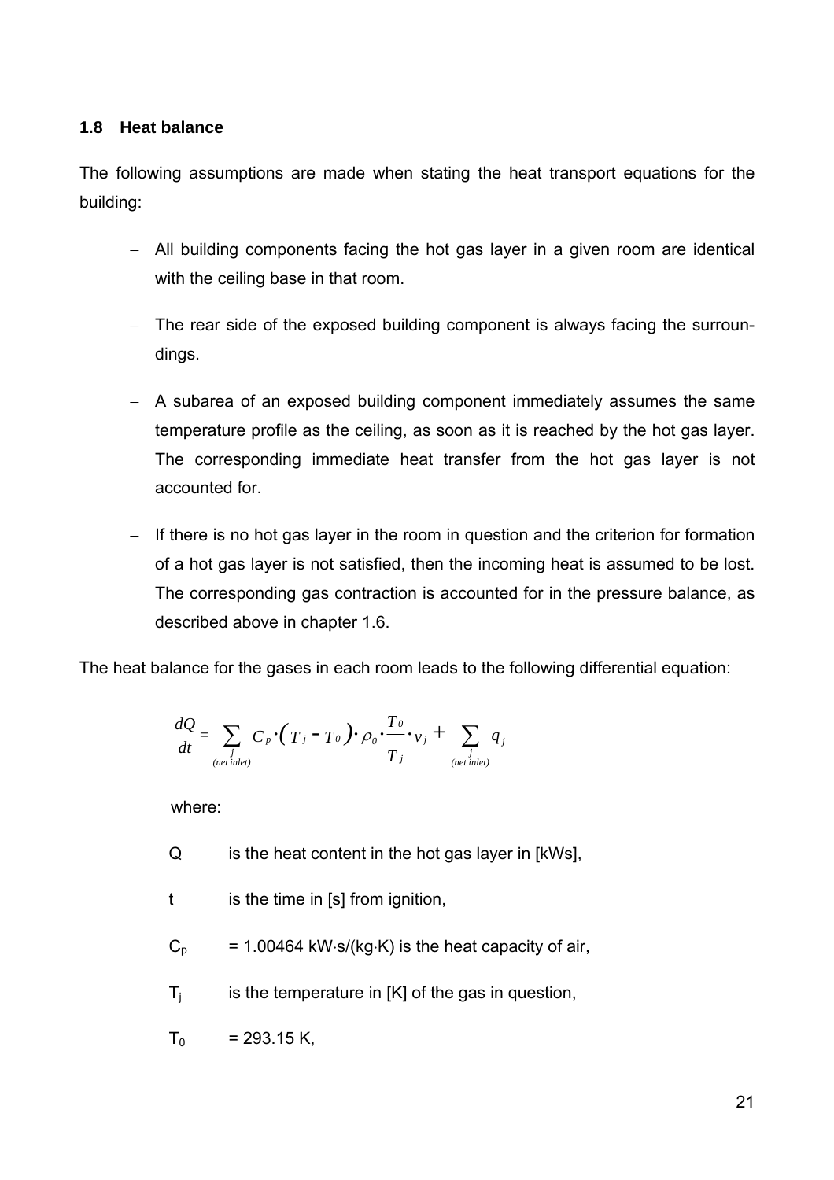### 1.8 Heat balance

The following assumptions are made when stating the heat transport equations for the building:

- All building components facing the hot gas layer in a given room are identical with the ceiling base in that room.
- The rear side of the exposed building component is always facing the surroundings.
- A subarea of an exposed building component immediately assumes the same temperature profile as the ceiling, as soon as it is reached by the hot gas layer. The corresponding immediate heat transfer from the hot gas layer is not accounted for.
- If there is no hot gas layer in the room in question and the criterion for formation of a hot gas layer is not satisfied, then the incoming heat is assumed to be lost. The corresponding gas contraction is accounted for in the pressure balance, as described above in chapter 1.6.

The heat balance for the gases in each room leads to the following differential equation:

$$\frac{dQ}{dt} = \sum_{\substack{j \\ (net\ inlet)}} C_p \cdot (T_j - T_0) \cdot \rho_0 \cdot \frac{T_0}{T_j} \cdot v_j + \sum_{\substack{j \\ (net\ inlet)}} q_j$$

where:

$Q$ is the heat content in the hot gas layer in [kWs],

$t$ is the time in [s] from ignition,

$C_p$ = 1.00464 kW·s/(kg·K) is the heat capacity of air,

$T_j$ is the temperature in [K] of the gas in question,

$T_0$ = 293.15 K,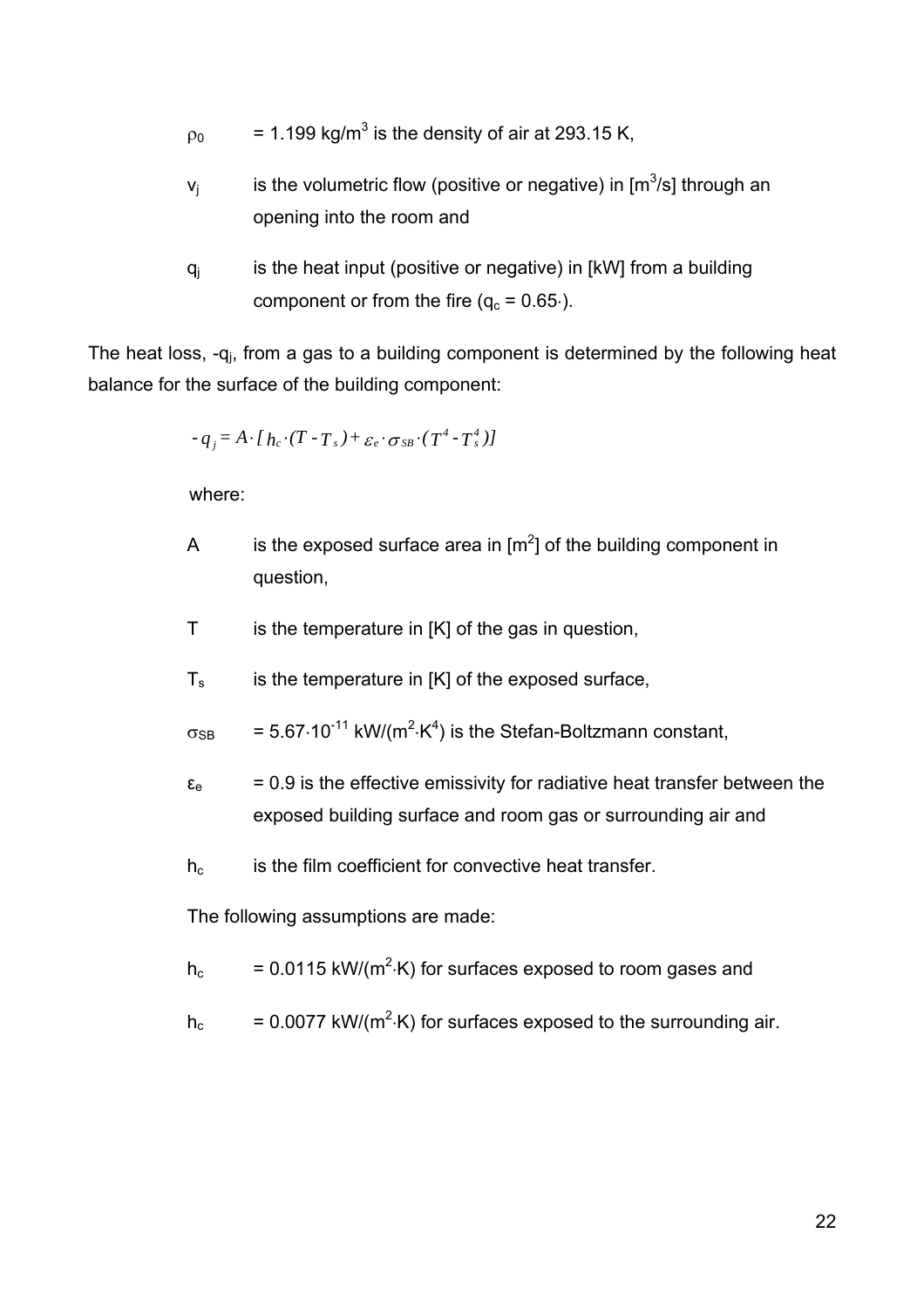$\rho_0$ = 1.199 kg/m$^3$ is the density of air at 293.15 K,

$v_j$ is the volumetric flow (positive or negative) in [m$^3$/s] through an opening into the room and

$q_j$ is the heat input (positive or negative) in [kW] from a building component or from the fire ($q_c$ = 0.65·).

The heat loss, $-q_j$, from a gas to a building component is determined by the following heat balance for the surface of the building component:

$$-q_j = A \cdot [\, h_c \cdot (T - T_s) + \varepsilon_e \cdot \sigma_{SB} \cdot (T^4 - T_s^4)]$$

where:

$A$ is the exposed surface area in [m$^2$] of the building component in question,

$T$ is the temperature in [K] of the gas in question,

$T_s$ is the temperature in [K] of the exposed surface,

$\sigma_{SB}$ = 5.67·10$^{-11}$ kW/(m$^2$·K$^4$) is the Stefan-Boltzmann constant,

$\varepsilon_e$ = 0.9 is the effective emissivity for radiative heat transfer between the exposed building surface and room gas or surrounding air and

$h_c$ is the film coefficient for convective heat transfer.

The following assumptions are made:

$h_c$ = 0.0115 kW/(m$^2$·K) for surfaces exposed to room gases and

$h_c$ = 0.0077 kW/(m$^2$·K) for surfaces exposed to the surrounding air.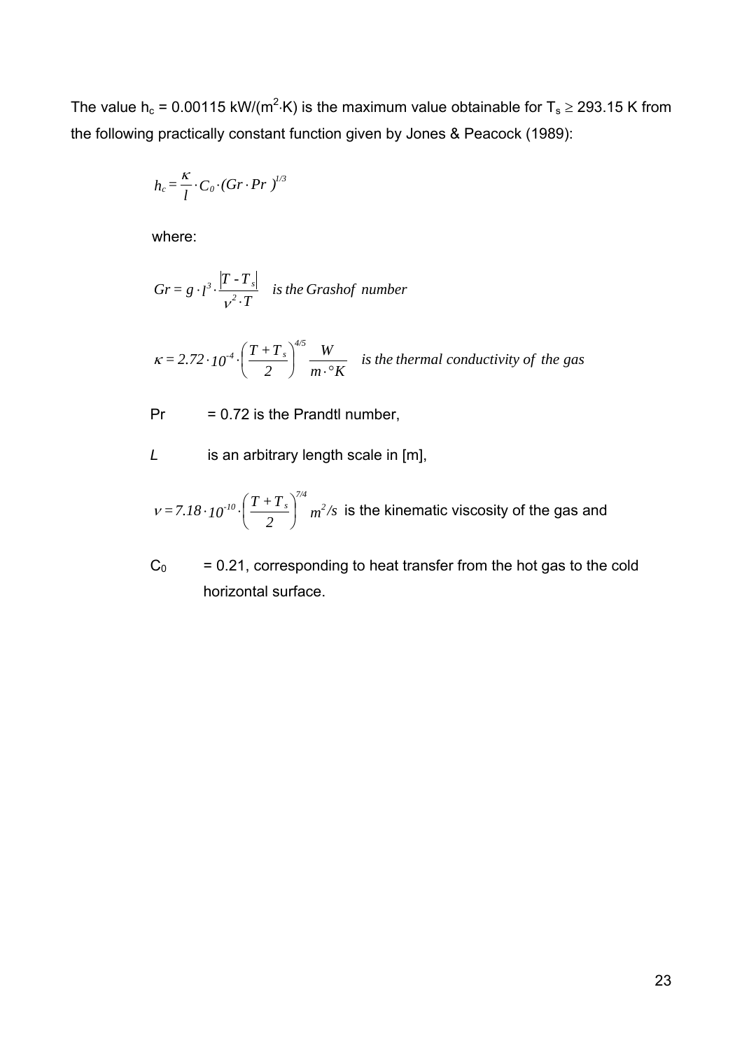The value $h_c$ = 0.00115 kW/($m^2$·K) is the maximum value obtainable for $T_s \geq$ 293.15 K from the following practically constant function given by Jones & Peacock (1989):

$$h_c = \frac{\kappa}{l} \cdot C_0 \cdot (Gr \cdot Pr\ )^{1/3}$$

where:

$$Gr = g \cdot l^3 \cdot \frac{|T - T_s|}{\nu^2 \cdot T} \quad \text{is the Grashof number}$$

$$\kappa = 2.72 \cdot 10^{-4} \cdot \left( \frac{T + T_s}{2} \right)^{4/5} \frac{W}{m \cdot {}^{\circ}K} \quad \text{is the thermal conductivity of the gas}$$

Pr = 0.72 is the Prandtl number,

*L* is an arbitrary length scale in [m],

$\nu = 7.18 \cdot 10^{-10} \cdot \left( \frac{T + T_s}{2} \right)^{7/4} m^2/s$ is the kinematic viscosity of the gas and

$C_0$ = 0.21, corresponding to heat transfer from the hot gas to the cold horizontal surface.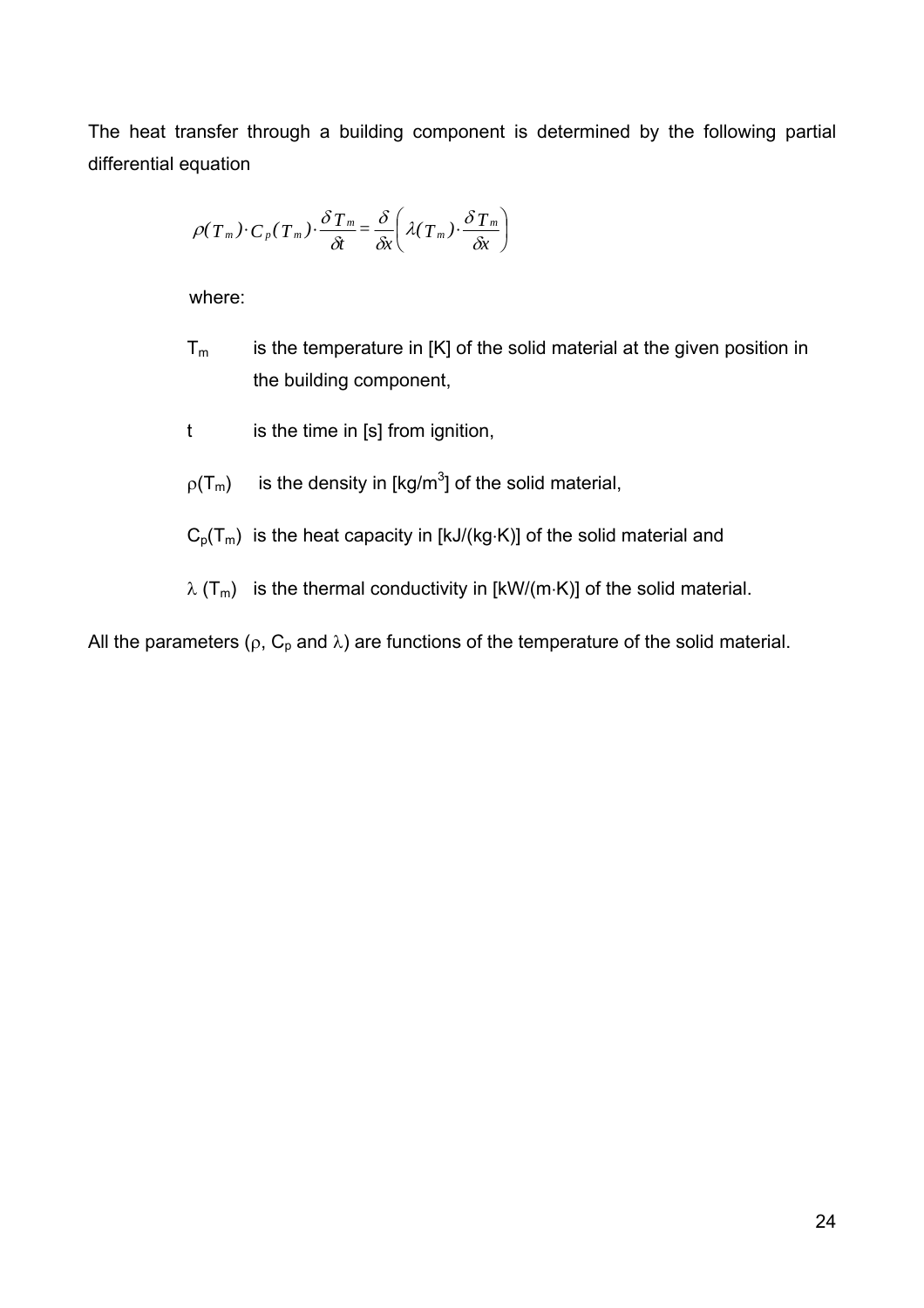The heat transfer through a building component is determined by the following partial differential equation

$$\rho(T_m) \cdot C_p(T_m) \cdot \frac{\delta T_m}{\delta t} = \frac{\delta}{\delta x}\left( \lambda(T_m) \cdot \frac{\delta T_m}{\delta x} \right)$$

where:

- $T_m$ is the temperature in [K] of the solid material at the given position in the building component,
- $t$ is the time in [s] from ignition,
- $\rho(T_m)$ is the density in [kg/m$^3$] of the solid material,
- $C_p(T_m)$ is the heat capacity in [kJ/(kg·K)] of the solid material and
- $\lambda(T_m)$ is the thermal conductivity in [kW/(m·K)] of the solid material.

All the parameters ($\rho$, $C_p$ and $\lambda$) are functions of the temperature of the solid material.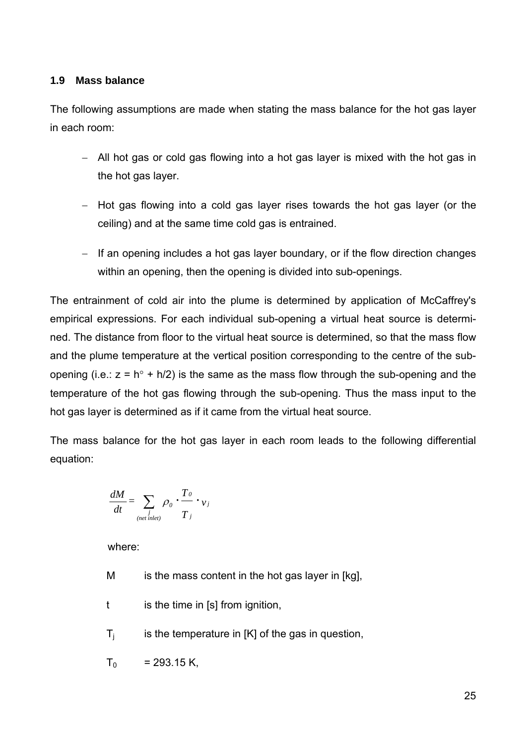### 1.9 Mass balance

The following assumptions are made when stating the mass balance for the hot gas layer in each room:

- All hot gas or cold gas flowing into a hot gas layer is mixed with the hot gas in the hot gas layer.
- Hot gas flowing into a cold gas layer rises towards the hot gas layer (or the ceiling) and at the same time cold gas is entrained.
- If an opening includes a hot gas layer boundary, or if the flow direction changes within an opening, then the opening is divided into sub-openings.

The entrainment of cold air into the plume is determined by application of McCaffrey's empirical expressions. For each individual sub-opening a virtual heat source is determined. The distance from floor to the virtual heat source is determined, so that the mass flow and the plume temperature at the vertical position corresponding to the centre of the sub-opening (i.e.: $z = h° + h/2$) is the same as the mass flow through the sub-opening and the temperature of the hot gas flowing through the sub-opening. Thus the mass input to the hot gas layer is determined as if it came from the virtual heat source.

The mass balance for the hot gas layer in each room leads to the following differential equation:

$$\frac{dM}{dt} = \sum_{\substack{j \\ (net\ inlet)}} \rho_0 \cdot \frac{T_0}{T_j} \cdot v_j$$

where:

$M$ is the mass content in the hot gas layer in [kg],

$t$ is the time in [s] from ignition,

$T_j$ is the temperature in [K] of the gas in question,

$T_0$ = 293.15 K,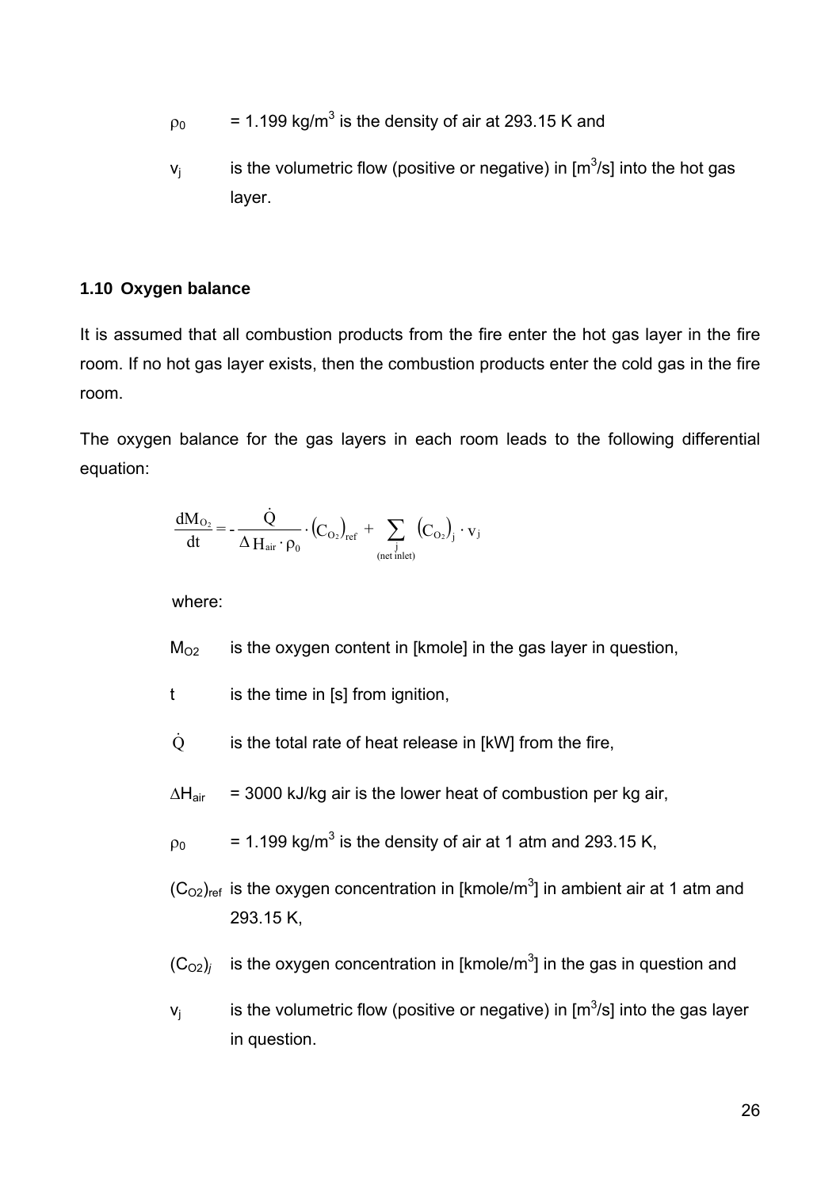$\rho_0$ = 1.199 kg/m$^3$ is the density of air at 293.15 K and

$v_j$ is the volumetric flow (positive or negative) in [m$^3$/s] into the hot gas layer.

### 1.10 Oxygen balance

It is assumed that all combustion products from the fire enter the hot gas layer in the fire room. If no hot gas layer exists, then the combustion products enter the cold gas in the fire room.

The oxygen balance for the gas layers in each room leads to the following differential equation:

$$\frac{dM_{O_2}}{dt} = -\frac{\dot{Q}}{\Delta H_{air} \cdot \rho_0} \cdot \left(C_{O_2}\right)_{ref} + \sum_{\substack{j \\ \text{(net inlet)}}} \left(C_{O_2}\right)_j \cdot v_j$$

where:

$M_{O2}$ is the oxygen content in [kmole] in the gas layer in question,

$t$ is the time in [s] from ignition,

$\dot{Q}$ is the total rate of heat release in [kW] from the fire,

$\Delta H_{air}$ = 3000 kJ/kg air is the lower heat of combustion per kg air,

$\rho_0$ = 1.199 kg/m$^3$ is the density of air at 1 atm and 293.15 K,

$(C_{O2})_{ref}$ is the oxygen concentration in [kmole/m$^3$] in ambient air at 1 atm and 293.15 K,

$(C_{O2})_j$ is the oxygen concentration in [kmole/m$^3$] in the gas in question and

$v_j$ is the volumetric flow (positive or negative) in [m$^3$/s] into the gas layer in question.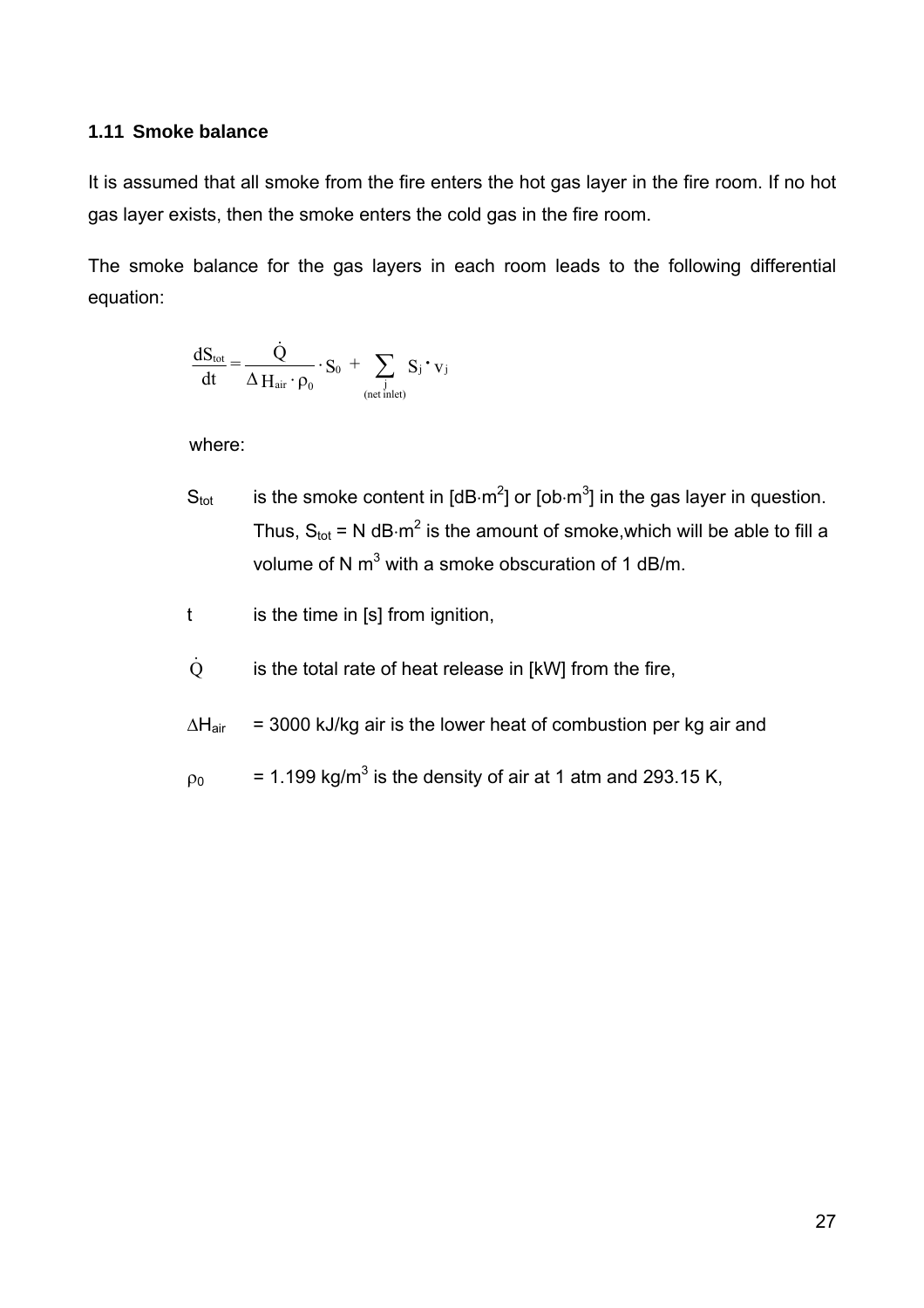### 1.11 Smoke balance

It is assumed that all smoke from the fire enters the hot gas layer in the fire room. If no hot gas layer exists, then the smoke enters the cold gas in the fire room.

The smoke balance for the gas layers in each room leads to the following differential equation:

$$\frac{dS_{tot}}{dt} = \frac{\dot{Q}}{\Delta H_{air} \cdot \rho_0} \cdot S_0 + \sum_{\substack{j \\ \text{(net inlet)}}} S_j \cdot v_j$$

where:

$S_{tot}$ is the smoke content in [dB·m$^2$] or [ob·m$^3$] in the gas layer in question. Thus, $S_{tot}$ = N dB·m$^2$ is the amount of smoke,which will be able to fill a volume of N m$^3$ with a smoke obscuration of 1 dB/m.

$t$ is the time in [s] from ignition,

$\dot{Q}$ is the total rate of heat release in [kW] from the fire,

$\Delta H_{air}$ = 3000 kJ/kg air is the lower heat of combustion per kg air and

$\rho_0$ = 1.199 kg/m$^3$ is the density of air at 1 atm and 293.15 K,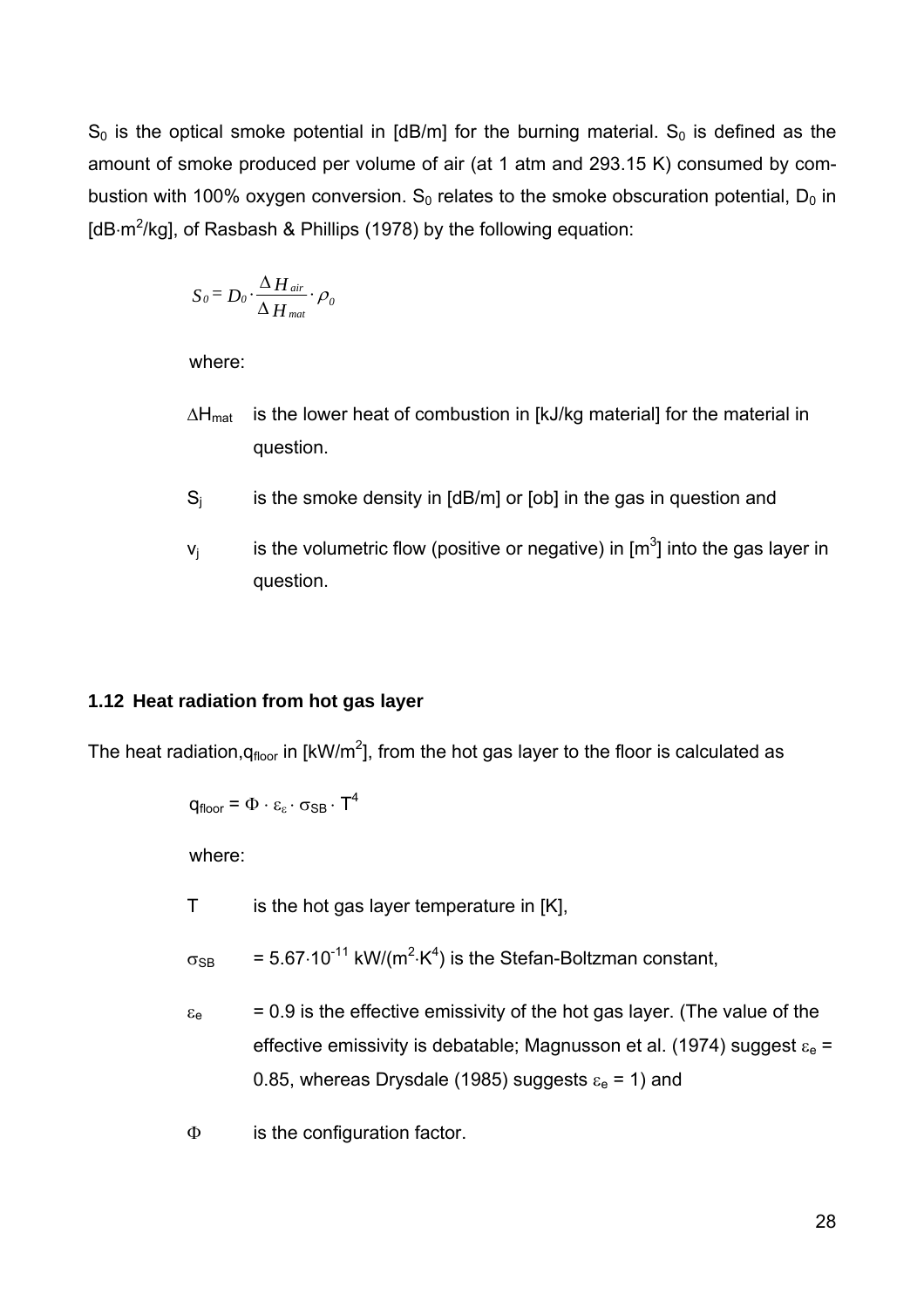$S_0$ is the optical smoke potential in [dB/m] for the burning material. $S_0$ is defined as the amount of smoke produced per volume of air (at 1 atm and 293.15 K) consumed by combustion with 100% oxygen conversion. $S_0$ relates to the smoke obscuration potential, $D_0$ in [dB·m$^2$/kg], of Rasbash & Phillips (1978) by the following equation:

$$S_0 = D_0 \cdot \frac{\Delta H_{air}}{\Delta H_{mat}} \cdot \rho_0$$

where:

$\Delta H_{mat}$ is the lower heat of combustion in [kJ/kg material] for the material in question.

$S_j$ is the smoke density in [dB/m] or [ob] in the gas in question and

$v_j$ is the volumetric flow (positive or negative) in [m$^3$] into the gas layer in question.

### 1.12 Heat radiation from hot gas layer

The heat radiation, $q_{floor}$ in [kW/m$^2$], from the hot gas layer to the floor is calculated as

$$q_{floor} = \Phi \cdot \varepsilon_{\varepsilon} \cdot \sigma_{SB} \cdot T^4$$

where:

$T$ is the hot gas layer temperature in [K],

$\sigma_{SB}$ = $5.67 \cdot 10^{-11}$ kW/(m$^2$·K$^4$) is the Stefan-Boltzman constant,

$\varepsilon_e$ = 0.9 is the effective emissivity of the hot gas layer. (The value of the effective emissivity is debatable; Magnusson et al. (1974) suggest $\varepsilon_e$ = 0.85, whereas Drysdale (1985) suggests $\varepsilon_e$ = 1) and

$\Phi$ is the configuration factor.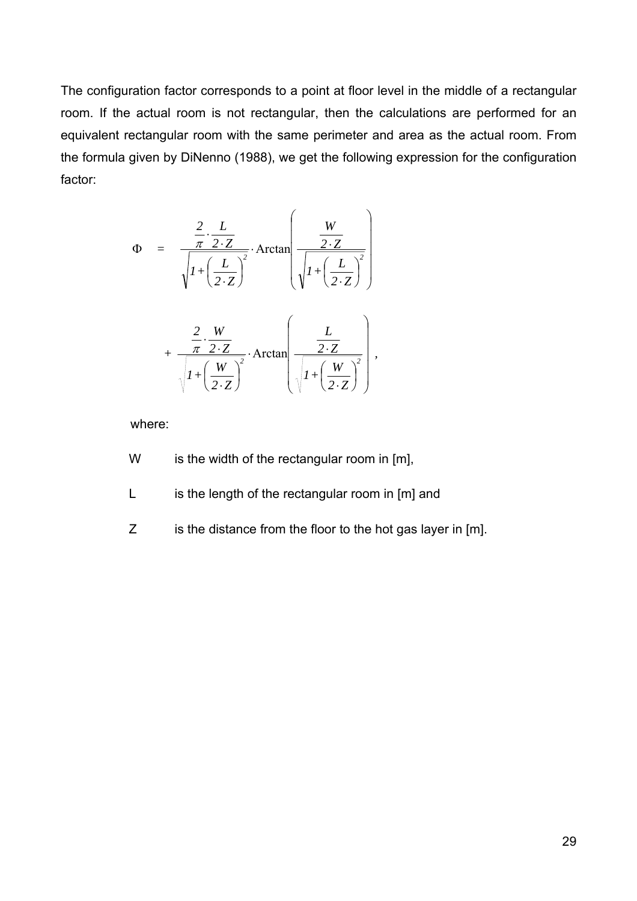The configuration factor corresponds to a point at floor level in the middle of a rectangular room. If the actual room is not rectangular, then the calculations are performed for an equivalent rectangular room with the same perimeter and area as the actual room. From the formula given by DiNenno (1988), we get the following expression for the configuration factor:

$$\Phi = \frac{\frac{2}{\pi} \cdot \frac{L}{2 \cdot Z}}{\sqrt{1+\left(\frac{L}{2 \cdot Z}\right)^2}} \cdot \operatorname{Arctan}\left(\frac{\frac{W}{2 \cdot Z}}{\sqrt{1+\left(\frac{L}{2 \cdot Z}\right)^2}}\right) + \frac{\frac{2}{\pi} \cdot \frac{W}{2 \cdot Z}}{\sqrt{1+\left(\frac{W}{2 \cdot Z}\right)^2}} \cdot \operatorname{Arctan}\left(\frac{\frac{L}{2 \cdot Z}}{\sqrt{1+\left(\frac{W}{2 \cdot Z}\right)^2}}\right),$$

where:

- $W$ is the width of the rectangular room in [m],
- $L$ is the length of the rectangular room in [m] and
- $Z$ is the distance from the floor to the hot gas layer in [m].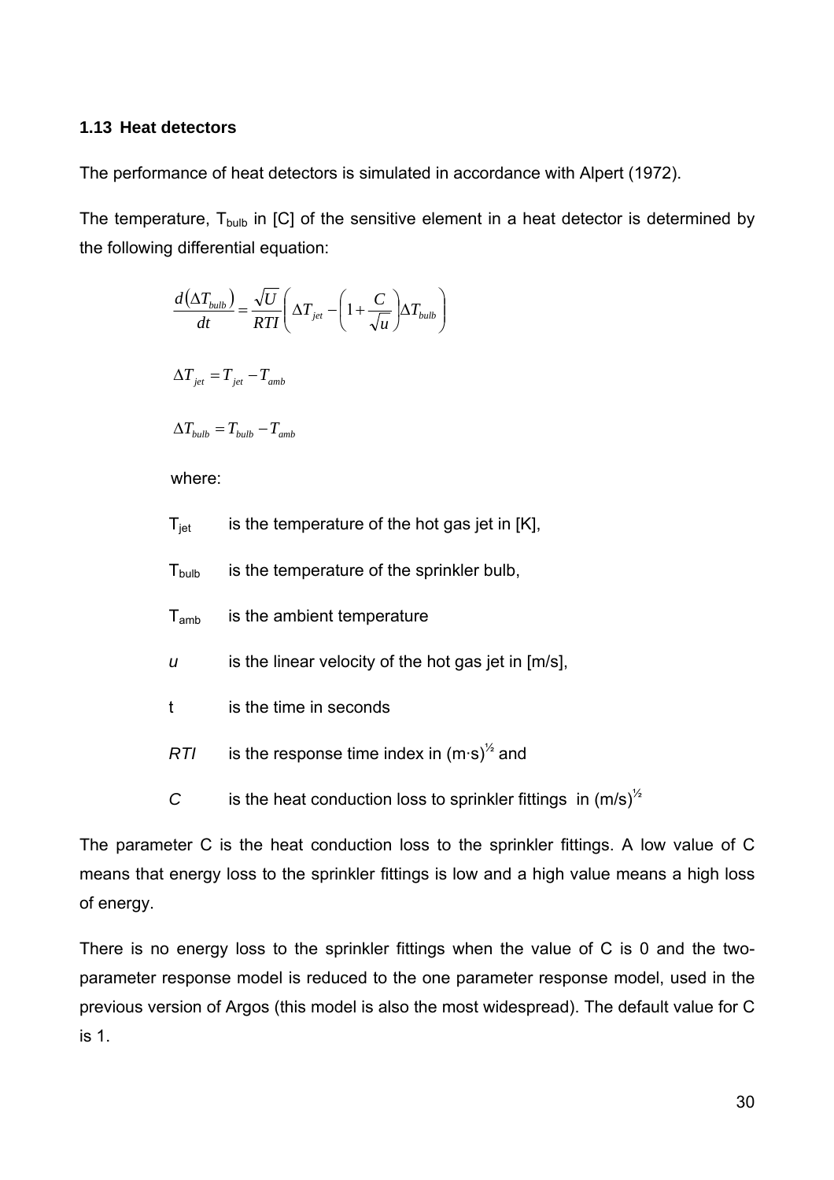### 1.13 Heat detectors

The performance of heat detectors is simulated in accordance with Alpert (1972).

The temperature, $T_{bulb}$ in [C] of the sensitive element in a heat detector is determined by the following differential equation:

$$\frac{d(\Delta T_{bulb})}{dt} = \frac{\sqrt{U}}{RTI}\left(\Delta T_{jet} - \left(1 + \frac{C}{\sqrt{u}}\right)\Delta T_{bulb}\right)$$

$$\Delta T_{jet} = T_{jet} - T_{amb}$$

$$\Delta T_{bulb} = T_{bulb} - T_{amb}$$

where:

- $T_{jet}$ is the temperature of the hot gas jet in [K],
- $T_{bulb}$ is the temperature of the sprinkler bulb,
- $T_{amb}$ is the ambient temperature
- $u$ is the linear velocity of the hot gas jet in [m/s],
- t is the time in seconds
- *RTI* is the response time index in $(m \cdot s)^{1/2}$ and
- *C* is the heat conduction loss to sprinkler fittings in $(m/s)^{1/2}$

The parameter C is the heat conduction loss to the sprinkler fittings. A low value of C means that energy loss to the sprinkler fittings is low and a high value means a high loss of energy.

There is no energy loss to the sprinkler fittings when the value of C is 0 and the two-parameter response model is reduced to the one parameter response model, used in the previous version of Argos (this model is also the most widespread). The default value for C is 1.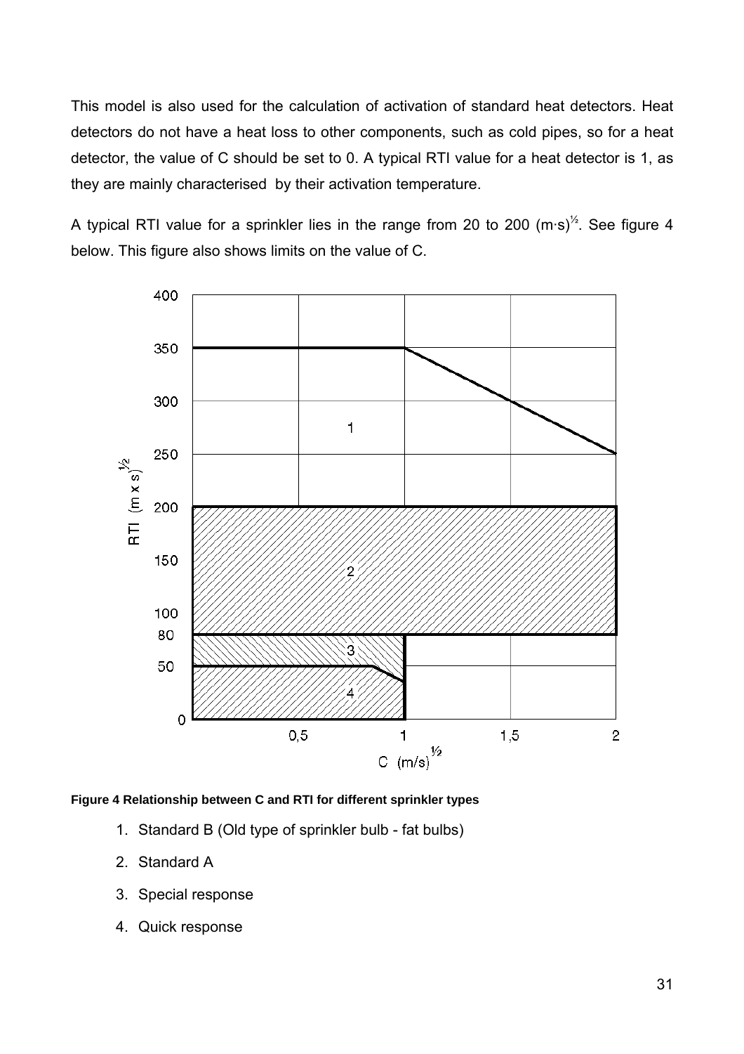This model is also used for the calculation of activation of standard heat detectors. Heat detectors do not have a heat loss to other components, such as cold pipes, so for a heat detector, the value of C should be set to 0. A typical RTI value for a heat detector is 1, as they are mainly characterised by their activation temperature.

A typical RTI value for a sprinkler lies in the range from 20 to 200 $(m \cdot s)^{½}$. See figure 4 below. This figure also shows limits on the value of C.

**Figure 4 Relationship between C and RTI for different sprinkler types**

1. Standard B (Old type of sprinkler bulb - fat bulbs)
2. Standard A
3. Special response
4. Quick response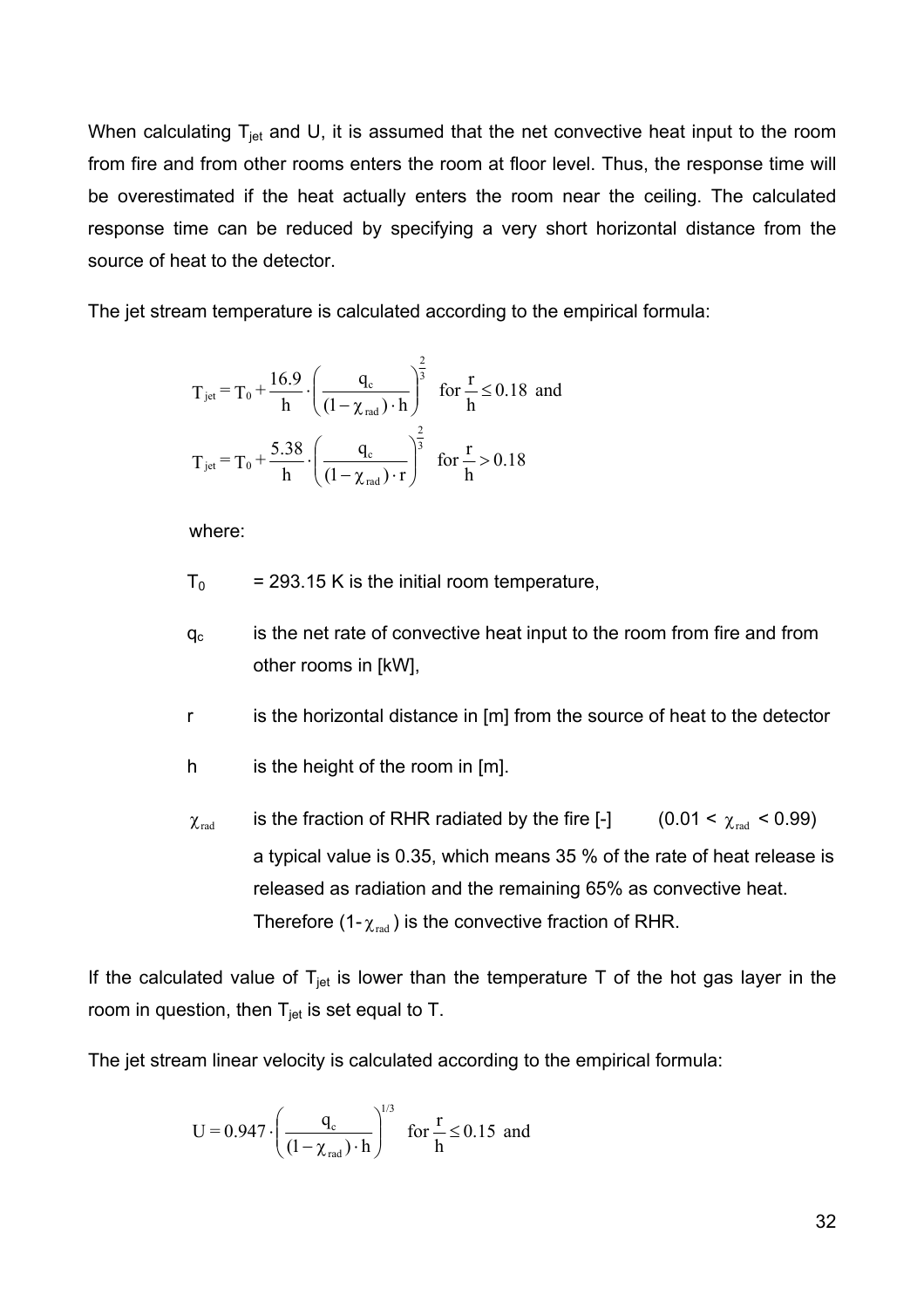When calculating $T_{jet}$ and U, it is assumed that the net convective heat input to the room from fire and from other rooms enters the room at floor level. Thus, the response time will be overestimated if the heat actually enters the room near the ceiling. The calculated response time can be reduced by specifying a very short horizontal distance from the source of heat to the detector.

The jet stream temperature is calculated according to the empirical formula:

$$T_{jet} = T_0 + \frac{16.9}{h} \cdot \left( \frac{q_c}{(1-\chi_{rad}) \cdot h} \right)^{\frac{2}{3}} \quad \text{for } \frac{r}{h} \leq 0.18 \text{ and}$$

$$T_{jet} = T_0 + \frac{5.38}{h} \cdot \left( \frac{q_c}{(1-\chi_{rad}) \cdot r} \right)^{\frac{2}{3}} \quad \text{for } \frac{r}{h} > 0.18$$

where:

- $T_0$ = 293.15 K is the initial room temperature,
- $q_c$ is the net rate of convective heat input to the room from fire and from other rooms in [kW],
- r is the horizontal distance in [m] from the source of heat to the detector
- h is the height of the room in [m].
- $\chi_{rad}$ is the fraction of RHR radiated by the fire [-] ($0.01 < \chi_{rad} < 0.99$) a typical value is 0.35, which means 35 % of the rate of heat release is released as radiation and the remaining 65% as convective heat. Therefore ($1-\chi_{rad}$) is the convective fraction of RHR.

If the calculated value of $T_{jet}$ is lower than the temperature T of the hot gas layer in the room in question, then $T_{jet}$ is set equal to T.

The jet stream linear velocity is calculated according to the empirical formula:

$$U = 0.947 \cdot \left( \frac{q_c}{(1-\chi_{rad}) \cdot h} \right)^{1/3} \quad \text{for } \frac{r}{h} \leq 0.15 \text{ and}$$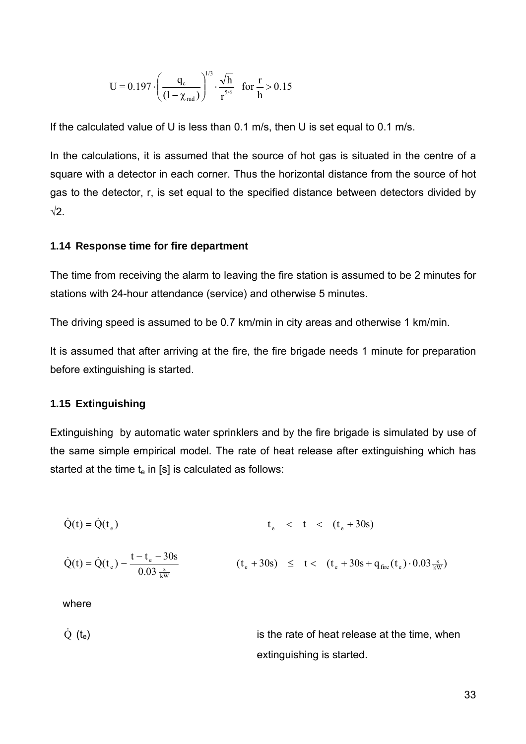$$U = 0.197 \cdot \left( \frac{q_c}{(1 - \chi_{rad})} \right)^{1/3} \cdot \frac{\sqrt{h}}{r^{5/6}} \quad \text{for } \frac{r}{h} > 0.15$$

If the calculated value of U is less than 0.1 m/s, then U is set equal to 0.1 m/s.

In the calculations, it is assumed that the source of hot gas is situated in the centre of a square with a detector in each corner. Thus the horizontal distance from the source of hot gas to the detector, r, is set equal to the specified distance between detectors divided by √2.

### 1.14 Response time for fire department

The time from receiving the alarm to leaving the fire station is assumed to be 2 minutes for stations with 24-hour attendance (service) and otherwise 5 minutes.

The driving speed is assumed to be 0.7 km/min in city areas and otherwise 1 km/min.

It is assumed that after arriving at the fire, the fire brigade needs 1 minute for preparation before extinguishing is started.

### 1.15 Extinguishing

Extinguishing by automatic water sprinklers and by the fire brigade is simulated by use of the same simple empirical model. The rate of heat release after extinguishing which has started at the time $t_e$ in [s] is calculated as follows:

$$\dot{Q}(t) = \dot{Q}(t_e) \qquad t_e < t < (t_e + 30\text{s})$$

$$\dot{Q}(t) = \dot{Q}(t_e) - \frac{t - t_e - 30\text{s}}{0.03 \, \frac{\text{s}}{\text{kW}}} \qquad (t_e + 30\text{s}) \le t < (t_e + 30\text{s} + q_{fire}(t_e) \cdot 0.03 \, \tfrac{\text{s}}{\text{kW}})$$

where

$\dot{Q}$ ($t_e$) is the rate of heat release at the time, when extinguishing is started.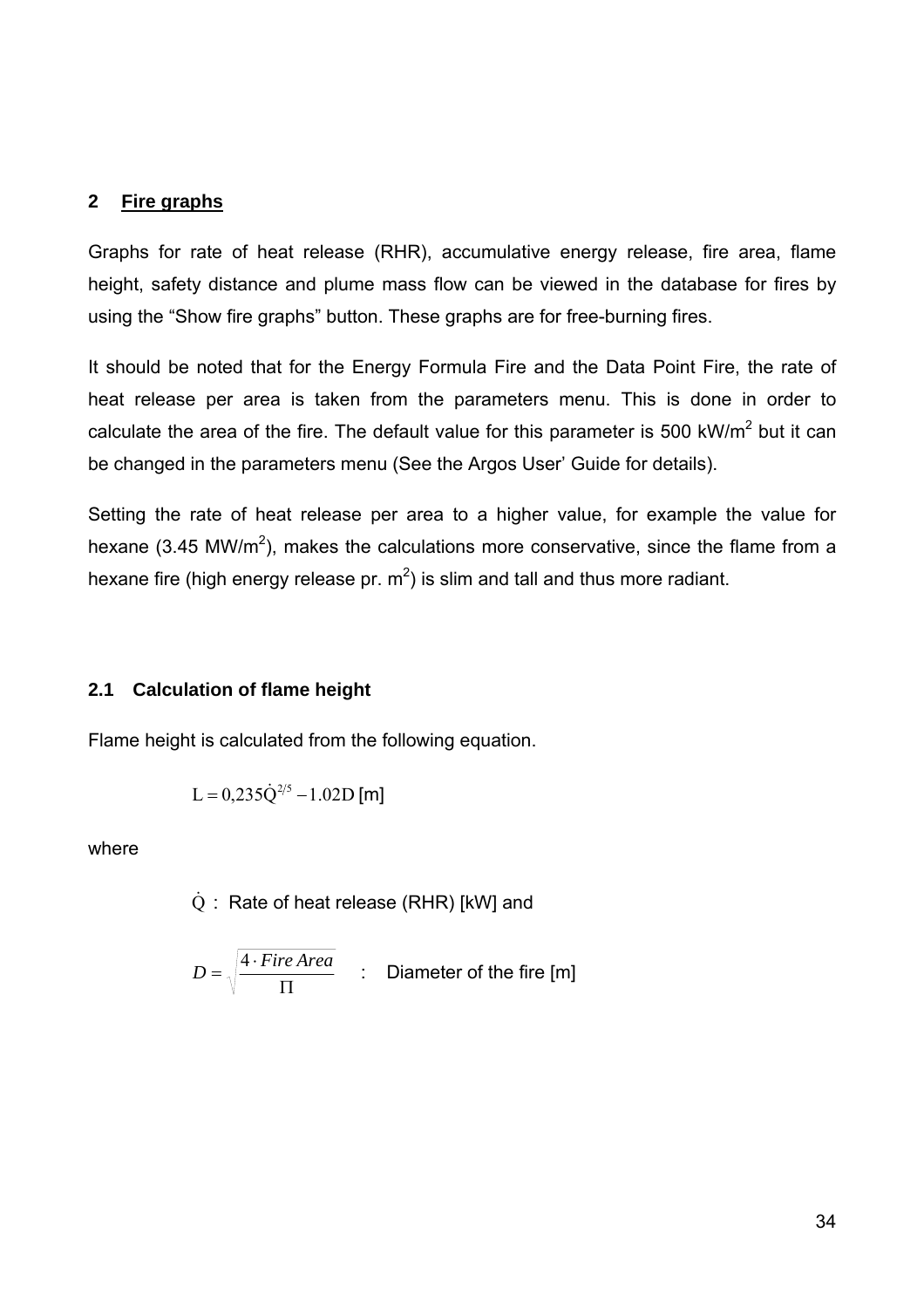## 2 Fire graphs

Graphs for rate of heat release (RHR), accumulative energy release, fire area, flame height, safety distance and plume mass flow can be viewed in the database for fires by using the "Show fire graphs" button. These graphs are for free-burning fires.

It should be noted that for the Energy Formula Fire and the Data Point Fire, the rate of heat release per area is taken from the parameters menu. This is done in order to calculate the area of the fire. The default value for this parameter is 500 kW/$m^2$ but it can be changed in the parameters menu (See the Argos User' Guide for details).

Setting the rate of heat release per area to a higher value, for example the value for hexane (3.45 MW/$m^2$), makes the calculations more conservative, since the flame from a hexane fire (high energy release pr. $m^2$) is slim and tall and thus more radiant.

### 2.1 Calculation of flame height

Flame height is calculated from the following equation.

$$L = 0{,}235\dot{Q}^{2/5} - 1.02D \text{ [m]}$$

where

$\dot{Q}$ : Rate of heat release (RHR) [kW] and

$D = \sqrt{\dfrac{4 \cdot Fire\ Area}{\Pi}}$ : Diameter of the fire [m]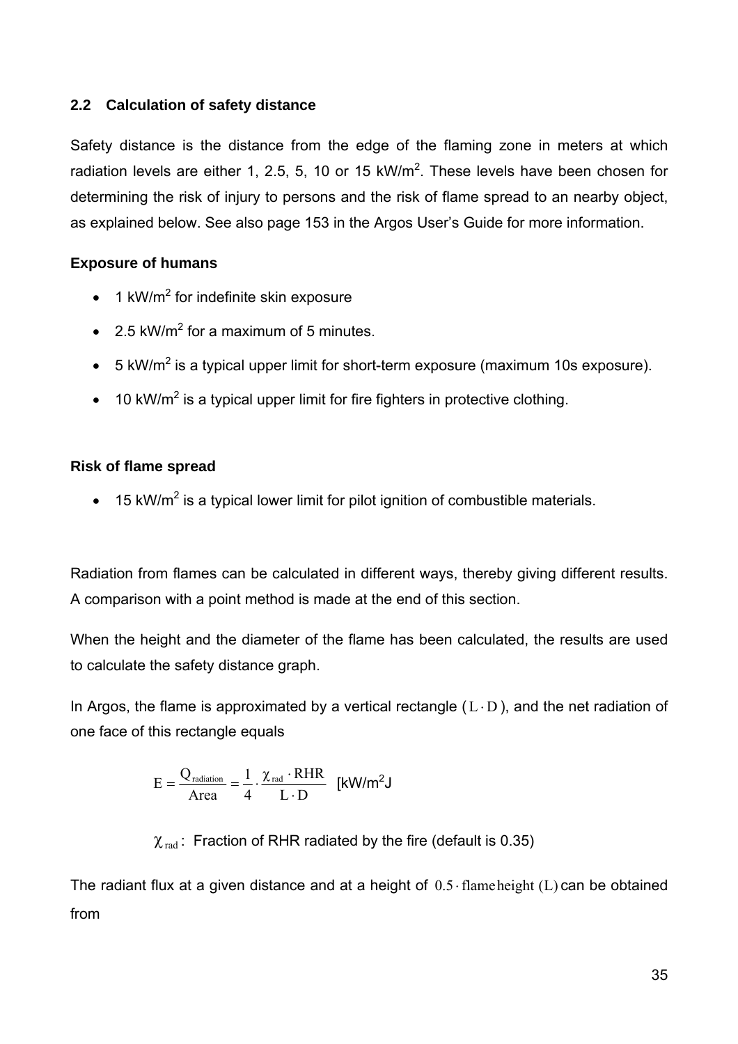## 2.2 Calculation of safety distance

Safety distance is the distance from the edge of the flaming zone in meters at which radiation levels are either 1, 2.5, 5, 10 or 15 $kW/m^2$. These levels have been chosen for determining the risk of injury to persons and the risk of flame spread to an nearby object, as explained below. See also page 153 in the Argos User's Guide for more information.

**Exposure of humans**

- 1 $kW/m^2$ for indefinite skin exposure
- 2.5 $kW/m^2$ for a maximum of 5 minutes.
- 5 $kW/m^2$ is a typical upper limit for short-term exposure (maximum 10s exposure).
- 10 $kW/m^2$ is a typical upper limit for fire fighters in protective clothing.

**Risk of flame spread**

- 15 $kW/m^2$ is a typical lower limit for pilot ignition of combustible materials.

Radiation from flames can be calculated in different ways, thereby giving different results. A comparison with a point method is made at the end of this section.

When the height and the diameter of the flame has been calculated, the results are used to calculate the safety distance graph.

In Argos, the flame is approximated by a vertical rectangle ($L \cdot D$), and the net radiation of one face of this rectangle equals

$$E = \frac{Q_{radiation}}{Area} = \frac{1}{4} \cdot \frac{\chi_{rad} \cdot RHR}{L \cdot D} \quad [kW/m^2J$$

$\chi_{rad}$: Fraction of RHR radiated by the fire (default is 0.35)

The radiant flux at a given distance and at a height of $0.5 \cdot \text{flame height (L)}$ can be obtained from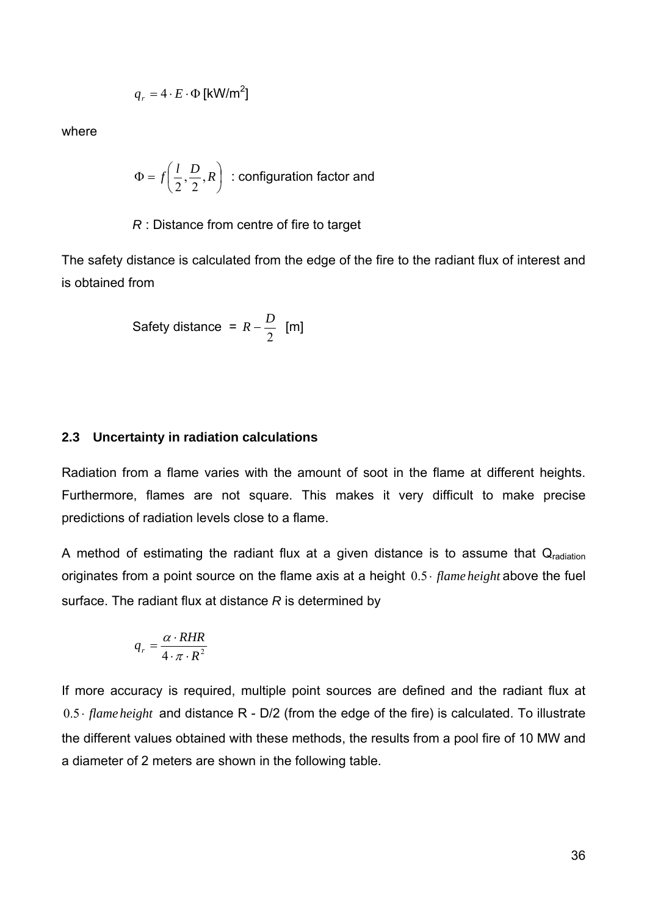$$q_r = 4 \cdot E \cdot \Phi \text{ [kW/m}^2\text{]}$$

where

$$\Phi = f\left(\frac{l}{2}, \frac{D}{2}, R\right) \text{ : configuration factor and}$$

$R$ : Distance from centre of fire to target

The safety distance is calculated from the edge of the fire to the radiant flux of interest and is obtained from

$$\text{Safety distance} = R - \frac{D}{2} \text{ [m]}$$

### 2.3 Uncertainty in radiation calculations

Radiation from a flame varies with the amount of soot in the flame at different heights. Furthermore, flames are not square. This makes it very difficult to make precise predictions of radiation levels close to a flame.

A method of estimating the radiant flux at a given distance is to assume that $Q_{radiation}$ originates from a point source on the flame axis at a height $0.5 \cdot \textit{flame height}$ above the fuel surface. The radiant flux at distance $R$ is determined by

$$q_r = \frac{\alpha \cdot RHR}{4 \cdot \pi \cdot R^2}$$

If more accuracy is required, multiple point sources are defined and the radiant flux at $0.5 \cdot \textit{flame height}$ and distance R - D/2 (from the edge of the fire) is calculated. To illustrate the different values obtained with these methods, the results from a pool fire of 10 MW and a diameter of 2 meters are shown in the following table.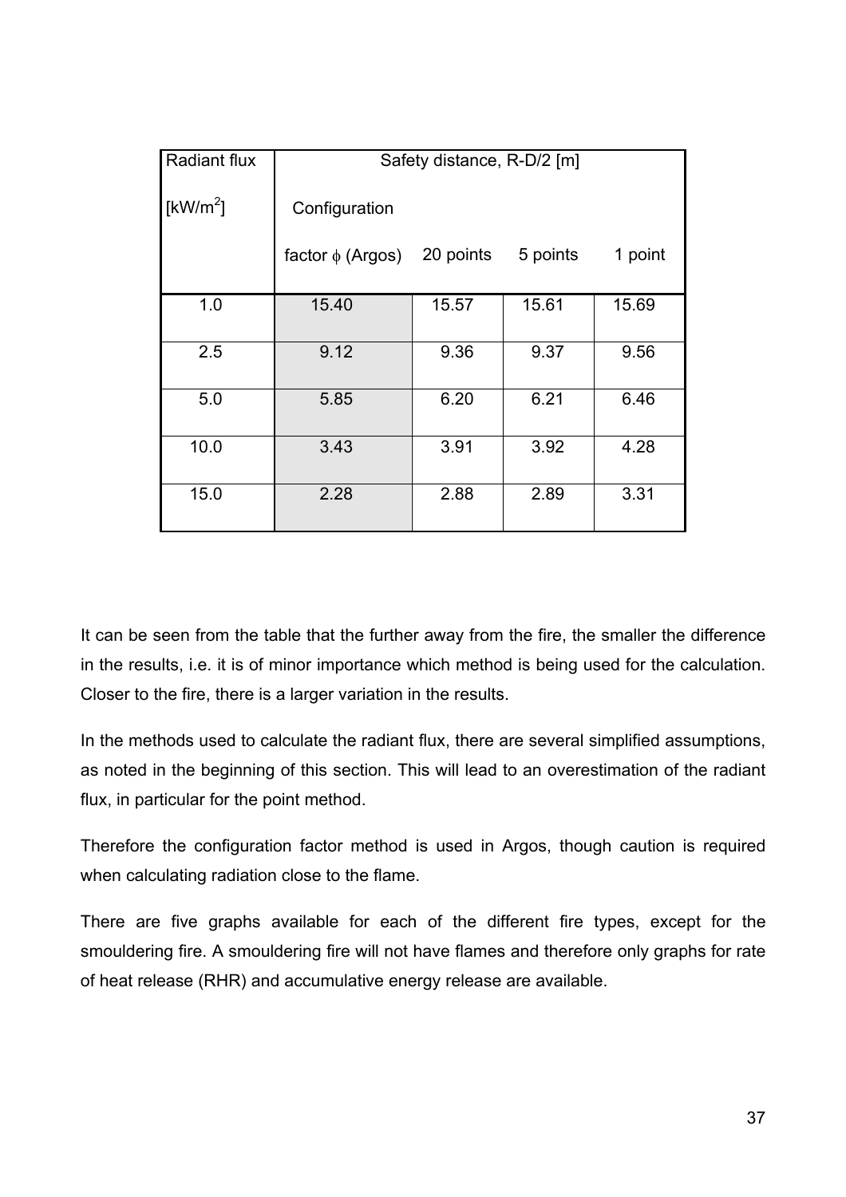| Radiant flux [kW/m$^2$] | Safety distance, R-D/2 [m] | | | |
|---|---|---|---|---|
| | Configuration factor $\phi$ (Argos) | 20 points | 5 points | 1 point |
| 1.0 | 15.40 | 15.57 | 15.61 | 15.69 |
| 2.5 | 9.12 | 9.36 | 9.37 | 9.56 |
| 5.0 | 5.85 | 6.20 | 6.21 | 6.46 |
| 10.0 | 3.43 | 3.91 | 3.92 | 4.28 |
| 15.0 | 2.28 | 2.88 | 2.89 | 3.31 |

It can be seen from the table that the further away from the fire, the smaller the difference in the results, i.e. it is of minor importance which method is being used for the calculation. Closer to the fire, there is a larger variation in the results.

In the methods used to calculate the radiant flux, there are several simplified assumptions, as noted in the beginning of this section. This will lead to an overestimation of the radiant flux, in particular for the point method.

Therefore the configuration factor method is used in Argos, though caution is required when calculating radiation close to the flame.

There are five graphs available for each of the different fire types, except for the smouldering fire. A smouldering fire will not have flames and therefore only graphs for rate of heat release (RHR) and accumulative energy release are available.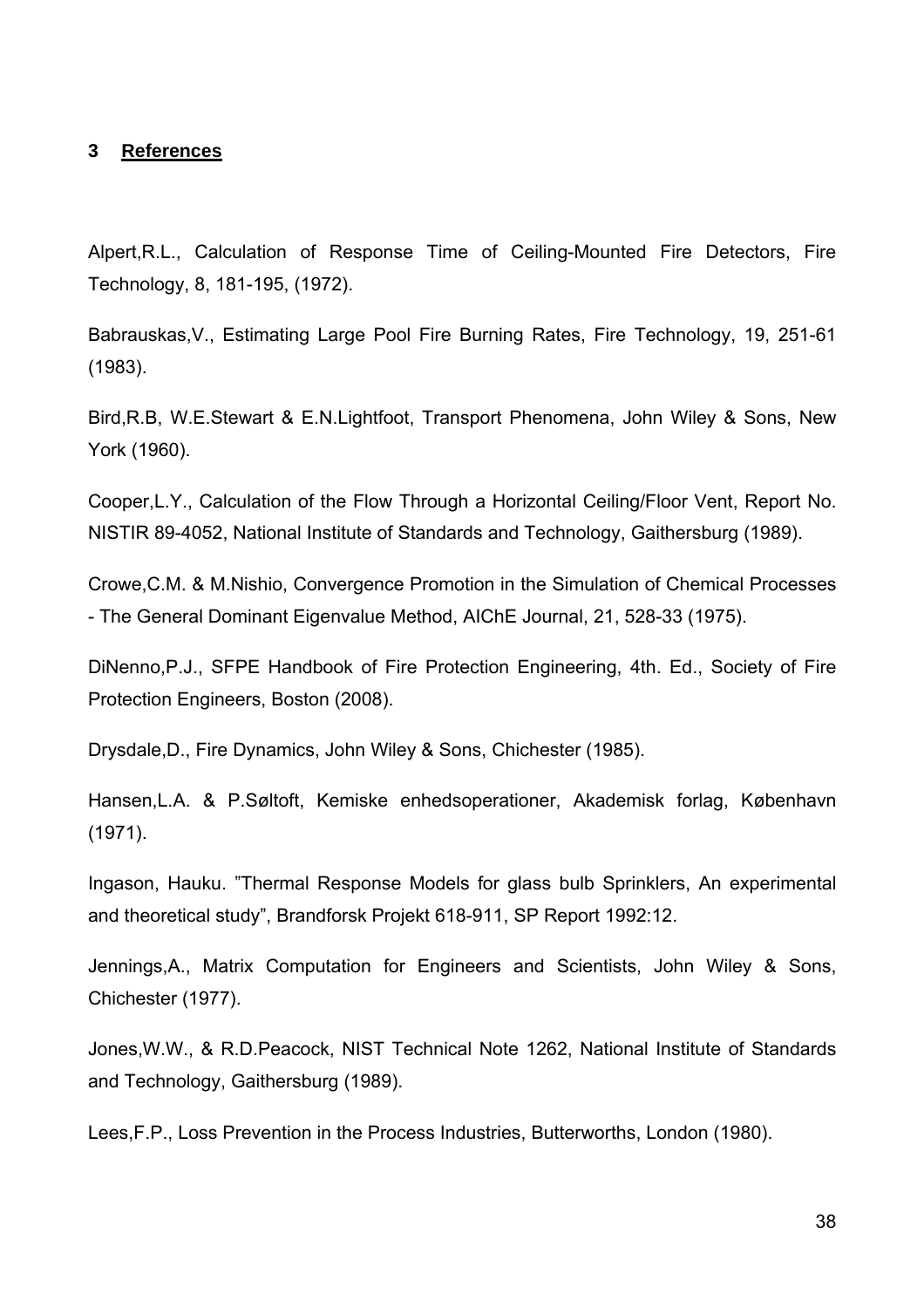## 3 References

Alpert,R.L., Calculation of Response Time of Ceiling-Mounted Fire Detectors, Fire Technology, 8, 181-195, (1972).

Babrauskas,V., Estimating Large Pool Fire Burning Rates, Fire Technology, 19, 251-61 (1983).

Bird,R.B, W.E.Stewart & E.N.Lightfoot, Transport Phenomena, John Wiley & Sons, New York (1960).

Cooper,L.Y., Calculation of the Flow Through a Horizontal Ceiling/Floor Vent, Report No. NISTIR 89-4052, National Institute of Standards and Technology, Gaithersburg (1989).

Crowe,C.M. & M.Nishio, Convergence Promotion in the Simulation of Chemical Processes - The General Dominant Eigenvalue Method, AIChE Journal, 21, 528-33 (1975).

DiNenno,P.J., SFPE Handbook of Fire Protection Engineering, 4th. Ed., Society of Fire Protection Engineers, Boston (2008).

Drysdale,D., Fire Dynamics, John Wiley & Sons, Chichester (1985).

Hansen,L.A. & P.Søltoft, Kemiske enhedsoperationer, Akademisk forlag, København (1971).

Ingason, Hauku. "Thermal Response Models for glass bulb Sprinklers, An experimental and theoretical study", Brandforsk Projekt 618-911, SP Report 1992:12.

Jennings,A., Matrix Computation for Engineers and Scientists, John Wiley & Sons, Chichester (1977).

Jones,W.W., & R.D.Peacock, NIST Technical Note 1262, National Institute of Standards and Technology, Gaithersburg (1989).

Lees,F.P., Loss Prevention in the Process Industries, Butterworths, London (1980).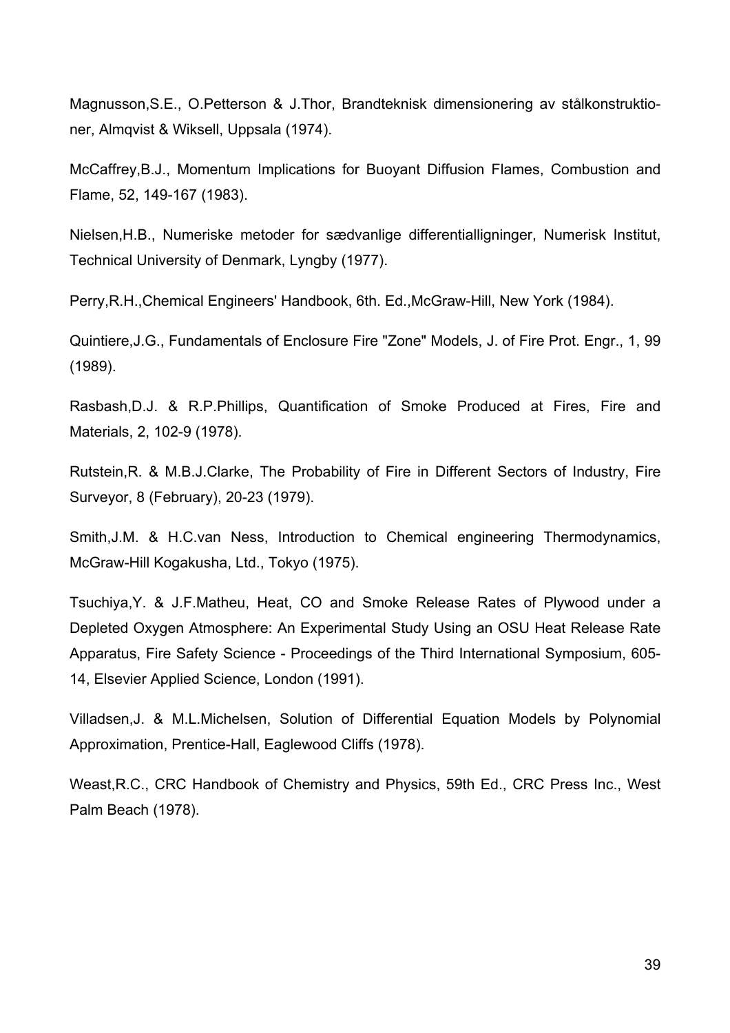Magnusson,S.E., O.Petterson & J.Thor, Brandteknisk dimensionering av stålkonstruktioner, Almqvist & Wiksell, Uppsala (1974).

McCaffrey,B.J., Momentum Implications for Buoyant Diffusion Flames, Combustion and Flame, 52, 149-167 (1983).

Nielsen,H.B., Numeriske metoder for sædvanlige differentialligninger, Numerisk Institut, Technical University of Denmark, Lyngby (1977).

Perry,R.H.,Chemical Engineers' Handbook, 6th. Ed.,McGraw-Hill, New York (1984).

Quintiere,J.G., Fundamentals of Enclosure Fire "Zone" Models, J. of Fire Prot. Engr., 1, 99 (1989).

Rasbash,D.J. & R.P.Phillips, Quantification of Smoke Produced at Fires, Fire and Materials, 2, 102-9 (1978).

Rutstein,R. & M.B.J.Clarke, The Probability of Fire in Different Sectors of Industry, Fire Surveyor, 8 (February), 20-23 (1979).

Smith,J.M. & H.C.van Ness, Introduction to Chemical engineering Thermodynamics, McGraw-Hill Kogakusha, Ltd., Tokyo (1975).

Tsuchiya,Y. & J.F.Matheu, Heat, CO and Smoke Release Rates of Plywood under a Depleted Oxygen Atmosphere: An Experimental Study Using an OSU Heat Release Rate Apparatus, Fire Safety Science - Proceedings of the Third International Symposium, 605-14, Elsevier Applied Science, London (1991).

Villadsen,J. & M.L.Michelsen, Solution of Differential Equation Models by Polynomial Approximation, Prentice-Hall, Eaglewood Cliffs (1978).

Weast,R.C., CRC Handbook of Chemistry and Physics, 59th Ed., CRC Press Inc., West Palm Beach (1978).